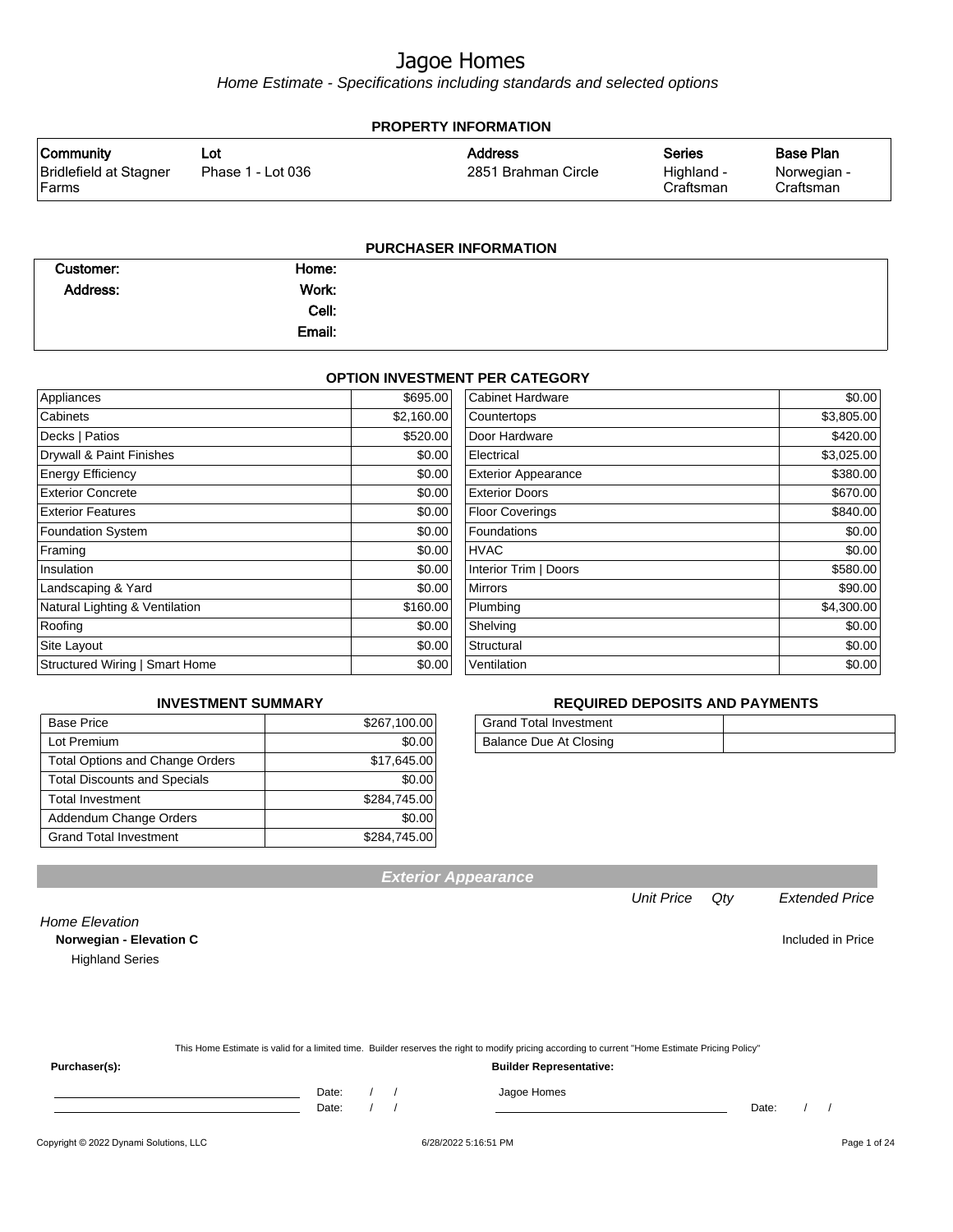# Jagoe Homes

*Home Estimate - Specifications including standards and selected options*

## PROPERTY INFORMATION

| Community | Lot | Address | Series | Base Plan |
|---|---|---|---|---|
| Bridlefield at Stagner Farms | Phase 1 - Lot 036 | 2851 Brahman Circle | Highland - Craftsman | Norwegian - Craftsman |

## PURCHASER INFORMATION

| | | | |
|---|---|---|---|
| Customer: | | Home: | |
| Address: | | Work: | |
| | | Cell: | |
| | | Email: | |

## OPTION INVESTMENT PER CATEGORY

| Category | Amount | Category | Amount |
|---|---|---|---|
| Appliances | $695.00 | Cabinet Hardware | $0.00 |
| Cabinets | $2,160.00 | Countertops | $3,805.00 |
| Decks \| Patios | $520.00 | Door Hardware | $420.00 |
| Drywall & Paint Finishes | $0.00 | Electrical | $3,025.00 |
| Energy Efficiency | $0.00 | Exterior Appearance | $380.00 |
| Exterior Concrete | $0.00 | Exterior Doors | $670.00 |
| Exterior Features | $0.00 | Floor Coverings | $840.00 |
| Foundation System | $0.00 | Foundations | $0.00 |
| Framing | $0.00 | HVAC | $0.00 |
| Insulation | $0.00 | Interior Trim \| Doors | $580.00 |
| Landscaping & Yard | $0.00 | Mirrors | $90.00 |
| Natural Lighting & Ventilation | $160.00 | Plumbing | $4,300.00 |
| Roofing | $0.00 | Shelving | $0.00 |
| Site Layout | $0.00 | Structural | $0.00 |
| Structured Wiring \| Smart Home | $0.00 | Ventilation | $0.00 |

## INVESTMENT SUMMARY

| | |
|---|---|
| Base Price | $267,100.00 |
| Lot Premium | $0.00 |
| Total Options and Change Orders | $17,645.00 |
| Total Discounts and Specials | $0.00 |
| Total Investment | $284,745.00 |
| Addendum Change Orders | $0.00 |
| Grand Total Investment | $284,745.00 |

## REQUIRED DEPOSITS AND PAYMENTS

| | |
|---|---|
| Grand Total Investment | |
| Balance Due At Closing | |

## Exterior Appearance

| | Unit Price | Qty | Extended Price |
|---|---|---|---|
| *Home Elevation* | | | |
| **Norwegian - Elevation C** | | | Included in Price |
| Highland Series | | | |

This Home Estimate is valid for a limited time. Builder reserves the right to modify pricing according to current "Home Estimate Pricing Policy"

**Purchaser(s):**

______________________ Date: / /

______________________ Date: / /

**Builder Representative:**

Jagoe Homes

______________________ Date: / /

Copyright © 2022 Dynami Solutions, LLC — 6/28/2022 5:16:51 PM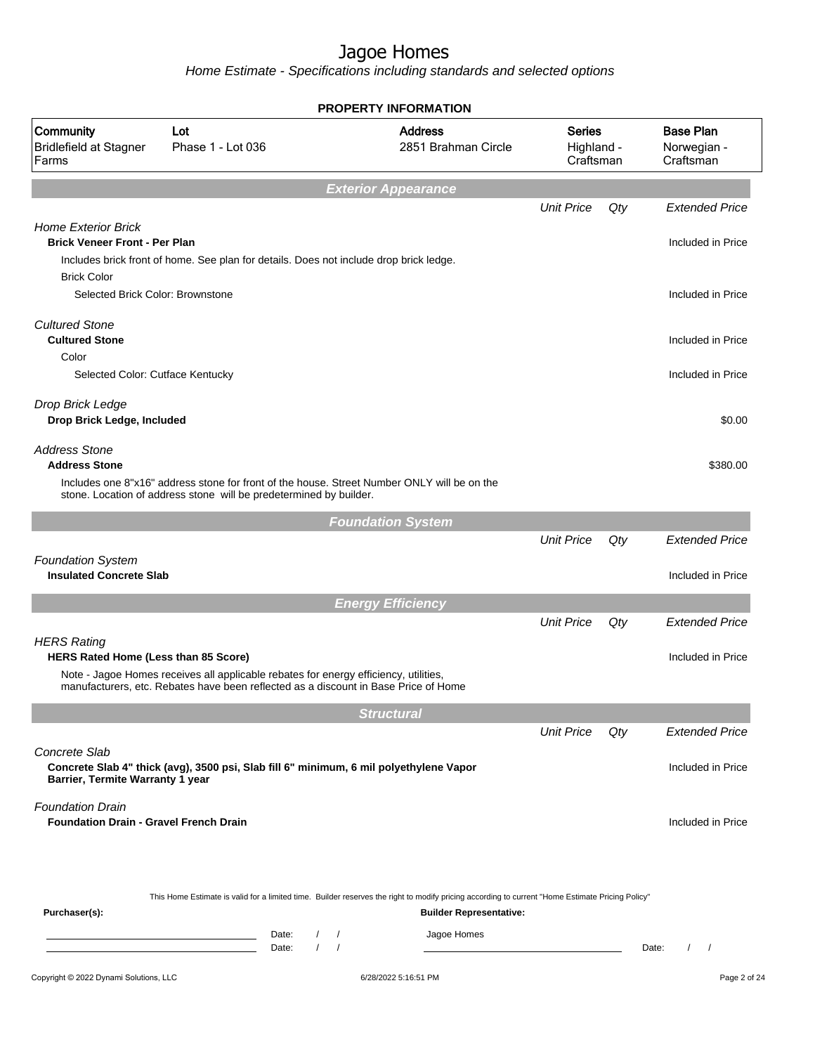# Jagoe Homes

*Home Estimate - Specifications including standards and selected options*

**PROPERTY INFORMATION**

| Community | Lot | Address | Series | Base Plan |
|---|---|---|---|---|
| Bridlefield at Stagner Farms | Phase 1 - Lot 036 | 2851 Brahman Circle | Highland - Craftsman | Norwegian - Craftsman |

## *Exterior Appearance*

| | Unit Price | Qty | Extended Price |
|---|---|---|---|
| *Home Exterior Brick* | | | |
| **Brick Veneer Front - Per Plan** | | | Included in Price |
| Includes brick front of home. See plan for details. Does not include drop brick ledge. | | | |
| Brick Color | | | |
| Selected Brick Color: Brownstone | | | Included in Price |
| *Cultured Stone* | | | |
| **Cultured Stone** | | | Included in Price |
| Color | | | |
| Selected Color: Cutface Kentucky | | | Included in Price |
| *Drop Brick Ledge* | | | |
| **Drop Brick Ledge, Included** | | | $0.00 |
| *Address Stone* | | | |
| **Address Stone** | | | $380.00 |
| Includes one 8"x16" address stone for front of the house. Street Number ONLY will be on the stone. Location of address stone will be predetermined by builder. | | | |

## *Foundation System*

| | Unit Price | Qty | Extended Price |
|---|---|---|---|
| *Foundation System* | | | |
| **Insulated Concrete Slab** | | | Included in Price |

## *Energy Efficiency*

| | Unit Price | Qty | Extended Price |
|---|---|---|---|
| *HERS Rating* | | | |
| **HERS Rated Home (Less than 85 Score)** | | | Included in Price |
| Note - Jagoe Homes receives all applicable rebates for energy efficiency, utilities, manufacturers, etc. Rebates have been reflected as a discount in Base Price of Home | | | |

## *Structural*

| | Unit Price | Qty | Extended Price |
|---|---|---|---|
| *Concrete Slab* | | | |
| **Concrete Slab 4" thick (avg), 3500 psi, Slab fill 6" minimum, 6 mil polyethylene Vapor Barrier, Termite Warranty 1 year** | | | Included in Price |
| *Foundation Drain* | | | |
| **Foundation Drain - Gravel French Drain** | | | Included in Price |

This Home Estimate is valid for a limited time. Builder reserves the right to modify pricing according to current "Home Estimate Pricing Policy"

**Purchaser(s):** Date: / / Date: / /

**Builder Representative:** Jagoe Homes Date: / /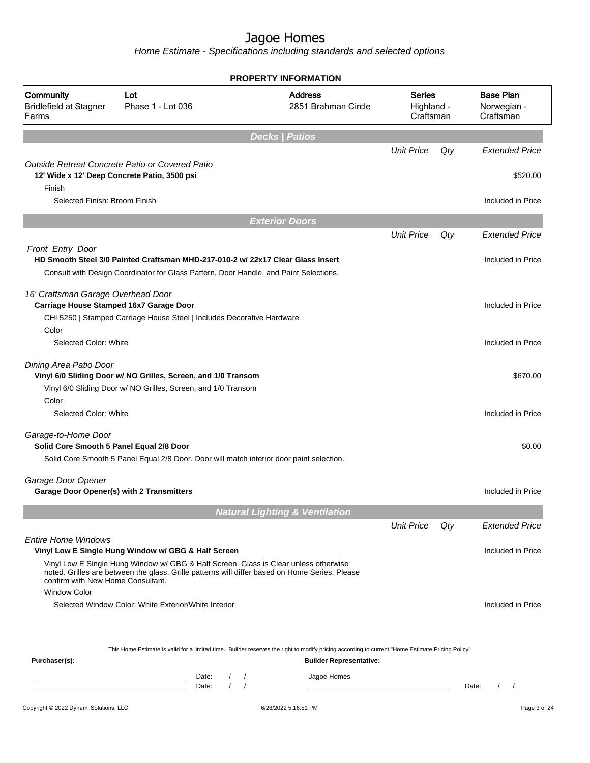# Jagoe Homes

*Home Estimate - Specifications including standards and selected options*

**PROPERTY INFORMATION**

| Community | Lot | Address | Series | Base Plan |
|---|---|---|---|---|
| Bridlefield at Stagner Farms | Phase 1 - Lot 036 | 2851 Brahman Circle | Highland - Craftsman | Norwegian - Craftsman |

## Decks | Patios

| | Unit Price | Qty | Extended Price |
|---|---|---|---|
| *Outside Retreat Concrete Patio or Covered Patio* | | | |
| **12' Wide x 12' Deep Concrete Patio, 3500 psi** | | | $520.00 |
| Finish | | | |
| Selected Finish: Broom Finish | | | Included in Price |

## Exterior Doors

| | Unit Price | Qty | Extended Price |
|---|---|---|---|
| *Front Entry Door* | | | |
| **HD Smooth Steel 3/0 Painted Craftsman MHD-217-010-2 w/ 22x17 Clear Glass Insert** | | | Included in Price |
| Consult with Design Coordinator for Glass Pattern, Door Handle, and Paint Selections. | | | |
| *16' Craftsman Garage Overhead Door* | | | |
| **Carriage House Stamped 16x7 Garage Door** | | | Included in Price |
| CHI 5250 \| Stamped Carriage House Steel \| Includes Decorative Hardware | | | |
| Color | | | |
| Selected Color: White | | | Included in Price |
| *Dining Area Patio Door* | | | |
| **Vinyl 6/0 Sliding Door w/ NO Grilles, Screen, and 1/0 Transom** | | | $670.00 |
| Vinyl 6/0 Sliding Door w/ NO Grilles, Screen, and 1/0 Transom | | | |
| Color | | | |
| Selected Color: White | | | Included in Price |
| *Garage-to-Home Door* | | | |
| **Solid Core Smooth 5 Panel Equal 2/8 Door** | | | $0.00 |
| Solid Core Smooth 5 Panel Equal 2/8 Door. Door will match interior door paint selection. | | | |
| *Garage Door Opener* | | | |
| **Garage Door Opener(s) with 2 Transmitters** | | | Included in Price |

## Natural Lighting & Ventilation

| | Unit Price | Qty | Extended Price |
|---|---|---|---|
| *Entire Home Windows* | | | |
| **Vinyl Low E Single Hung Window w/ GBG & Half Screen** | | | Included in Price |
| Vinyl Low E Single Hung Window w/ GBG & Half Screen. Glass is Clear unless otherwise noted. Grilles are between the glass. Grille patterns will differ based on Home Series. Please confirm with New Home Consultant. | | | |
| Window Color | | | |
| Selected Window Color: White Exterior/White Interior | | | Included in Price |

This Home Estimate is valid for a limited time. Builder reserves the right to modify pricing according to current "Home Estimate Pricing Policy"

**Purchaser(s):**

Date: / /

Date: / /

**Builder Representative:**

Jagoe Homes

Date: / /

Copyright © 2022 Dynami Solutions, LLC — 6/28/2022 5:16:51 PM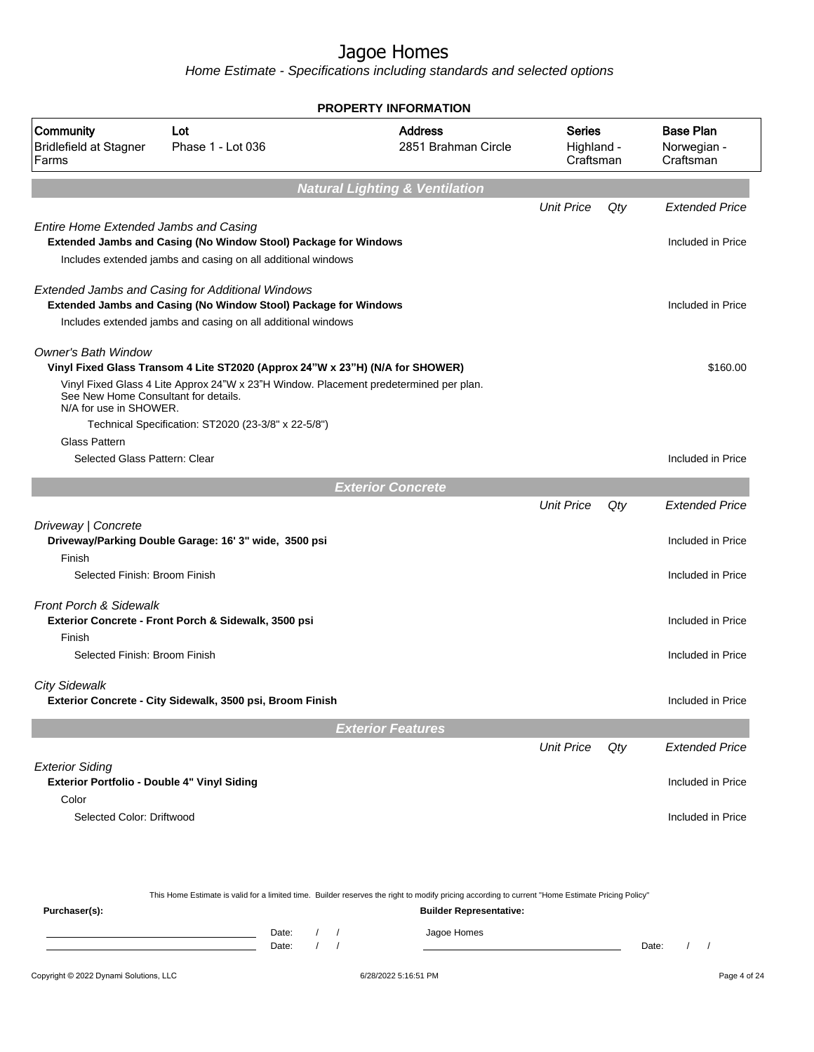# Jagoe Homes

*Home Estimate - Specifications including standards and selected options*

## PROPERTY INFORMATION

| Community | Lot | Address | Series | Base Plan |
|---|---|---|---|---|
| Bridlefield at Stagner Farms | Phase 1 - Lot 036 | 2851 Brahman Circle | Highland - Craftsman | Norwegian - Craftsman |

## Natural Lighting & Ventilation

| | Unit Price | Qty | Extended Price |
|---|---|---|---|
| *Entire Home Extended Jambs and Casing* | | | |
| **Extended Jambs and Casing (No Window Stool) Package for Windows** | | | Included in Price |
| Includes extended jambs and casing on all additional windows | | | |
| *Extended Jambs and Casing for Additional Windows* | | | |
| **Extended Jambs and Casing (No Window Stool) Package for Windows** | | | Included in Price |
| Includes extended jambs and casing on all additional windows | | | |
| *Owner's Bath Window* | | | |
| **Vinyl Fixed Glass Transom 4 Lite ST2020 (Approx 24"W x 23"H) (N/A for SHOWER)** | | | $160.00 |
| Vinyl Fixed Glass 4 Lite Approx 24"W x 23"H Window. Placement predetermined per plan. See New Home Consultant for details. N/A for use in SHOWER. | | | |
| Technical Specification: ST2020 (23-3/8" x 22-5/8") | | | |
| Glass Pattern | | | |
| Selected Glass Pattern: Clear | | | Included in Price |

## Exterior Concrete

| | Unit Price | Qty | Extended Price |
|---|---|---|---|
| *Driveway \| Concrete* | | | |
| **Driveway/Parking Double Garage: 16' 3" wide, 3500 psi** | | | Included in Price |
| Finish | | | |
| Selected Finish: Broom Finish | | | Included in Price |
| *Front Porch & Sidewalk* | | | |
| **Exterior Concrete - Front Porch & Sidewalk, 3500 psi** | | | Included in Price |
| Finish | | | |
| Selected Finish: Broom Finish | | | Included in Price |
| *City Sidewalk* | | | |
| **Exterior Concrete - City Sidewalk, 3500 psi, Broom Finish** | | | Included in Price |

## Exterior Features

| | Unit Price | Qty | Extended Price |
|---|---|---|---|
| *Exterior Siding* | | | |
| **Exterior Portfolio - Double 4" Vinyl Siding** | | | Included in Price |
| Color | | | |
| Selected Color: Driftwood | | | Included in Price |

This Home Estimate is valid for a limited time. Builder reserves the right to modify pricing according to current "Home Estimate Pricing Policy"

**Purchaser(s):**

Date: / /

Date: / /

**Builder Representative:**

Jagoe Homes

Date: / /

Copyright © 2022 Dynami Solutions, LLC — 6/28/2022 5:16:51 PM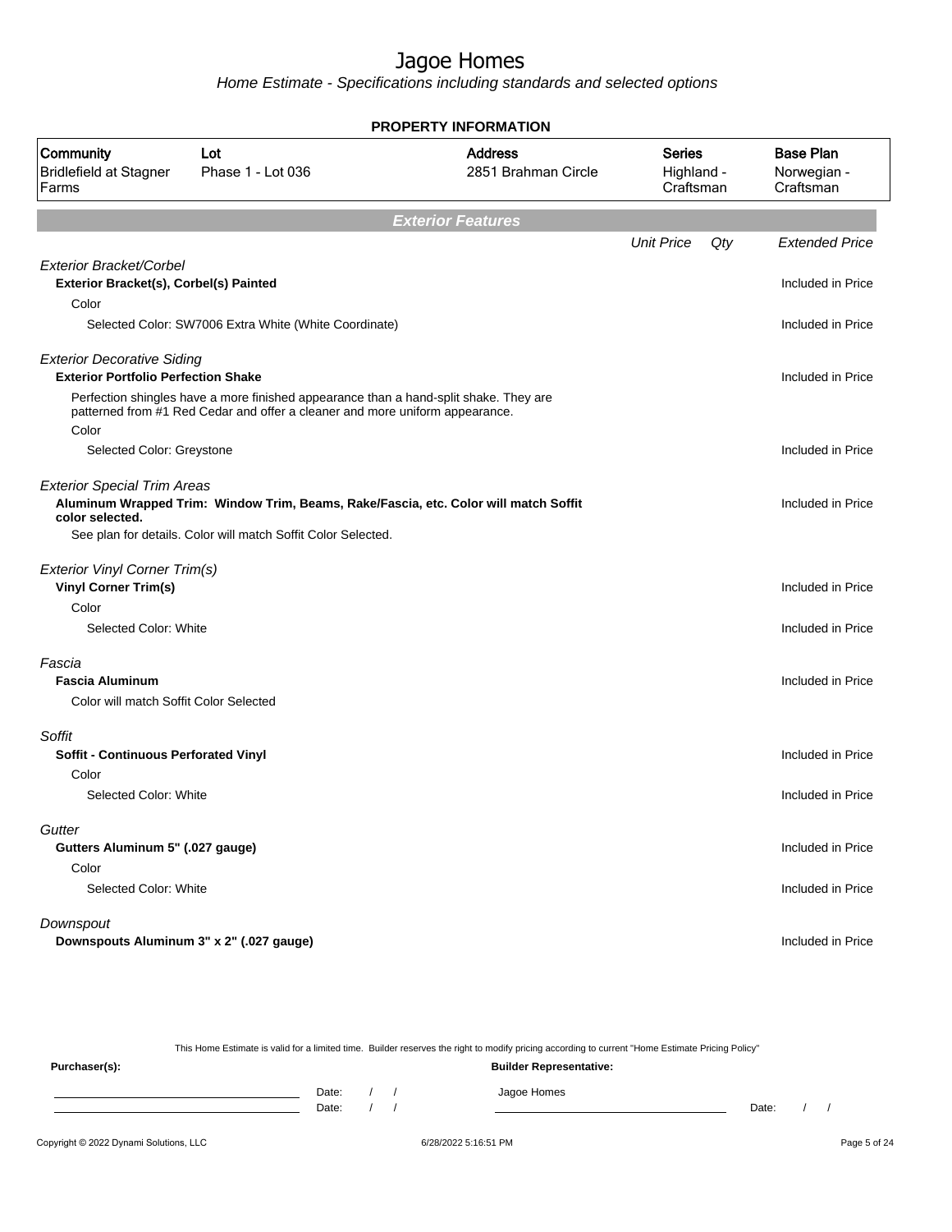# Jagoe Homes

*Home Estimate - Specifications including standards and selected options*

## PROPERTY INFORMATION

| Community | Lot | Address | Series | Base Plan |
|---|---|---|---|---|
| Bridlefield at Stagner Farms | Phase 1 - Lot 036 | 2851 Brahman Circle | Highland - Craftsman | Norwegian - Craftsman |

## Exterior Features

| | Unit Price | Qty | Extended Price |
|---|---|---|---|
| *Exterior Bracket/Corbel* | | | |
| **Exterior Bracket(s), Corbel(s) Painted** | | | Included in Price |
| Color | | | |
| Selected Color: SW7006 Extra White (White Coordinate) | | | Included in Price |
| *Exterior Decorative Siding* | | | |
| **Exterior Portfolio Perfection Shake** | | | Included in Price |
| Perfection shingles have a more finished appearance than a hand-split shake. They are patterned from #1 Red Cedar and offer a cleaner and more uniform appearance. | | | |
| Color | | | |
| Selected Color: Greystone | | | Included in Price |
| *Exterior Special Trim Areas* | | | |
| **Aluminum Wrapped Trim: Window Trim, Beams, Rake/Fascia, etc. Color will match Soffit color selected.** | | | Included in Price |
| See plan for details. Color will match Soffit Color Selected. | | | |
| *Exterior Vinyl Corner Trim(s)* | | | |
| **Vinyl Corner Trim(s)** | | | Included in Price |
| Color | | | |
| Selected Color: White | | | Included in Price |
| *Fascia* | | | |
| **Fascia Aluminum** | | | Included in Price |
| Color will match Soffit Color Selected | | | |
| *Soffit* | | | |
| **Soffit - Continuous Perforated Vinyl** | | | Included in Price |
| Color | | | |
| Selected Color: White | | | Included in Price |
| *Gutter* | | | |
| **Gutters Aluminum 5" (.027 gauge)** | | | Included in Price |
| Color | | | |
| Selected Color: White | | | Included in Price |
| *Downspout* | | | |
| **Downspouts Aluminum 3" x 2" (.027 gauge)** | | | Included in Price |

This Home Estimate is valid for a limited time. Builder reserves the right to modify pricing according to current "Home Estimate Pricing Policy"

**Purchaser(s):** **Builder Representative:**

Date: / / Jagoe Homes
Date: / / Date: / /

Copyright © 2022 Dynami Solutions, LLC 6/28/2022 5:16:51 PM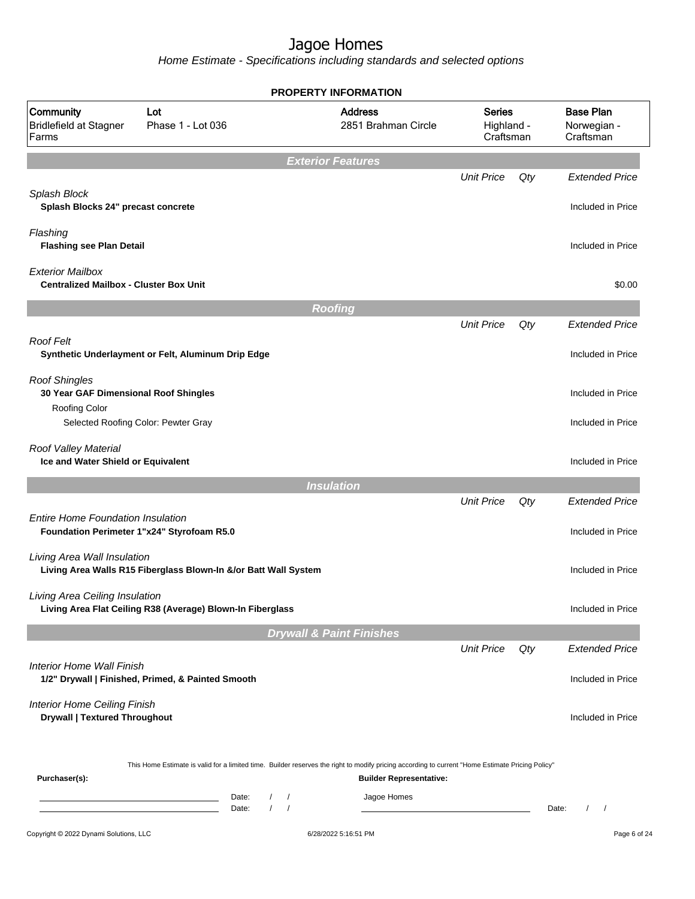# Jagoe Homes

*Home Estimate - Specifications including standards and selected options*

## PROPERTY INFORMATION

| Community | Lot | Address | Series | Base Plan |
|---|---|---|---|---|
| Bridlefield at Stagner Farms | Phase 1 - Lot 036 | 2851 Brahman Circle | Highland - Craftsman | Norwegian - Craftsman |

## Exterior Features

| | Unit Price | Qty | Extended Price |
|---|---|---|---|
| *Splash Block* | | | |
| **Splash Blocks 24" precast concrete** | | | Included in Price |
| *Flashing* | | | |
| **Flashing see Plan Detail** | | | Included in Price |
| *Exterior Mailbox* | | | |
| **Centralized Mailbox - Cluster Box Unit** | | | $0.00 |

## Roofing

| | Unit Price | Qty | Extended Price |
|---|---|---|---|
| *Roof Felt* | | | |
| **Synthetic Underlayment or Felt, Aluminum Drip Edge** | | | Included in Price |
| *Roof Shingles* | | | |
| **30 Year GAF Dimensional Roof Shingles** | | | Included in Price |
| Roofing Color | | | |
| Selected Roofing Color: Pewter Gray | | | Included in Price |
| *Roof Valley Material* | | | |
| **Ice and Water Shield or Equivalent** | | | Included in Price |

## Insulation

| | Unit Price | Qty | Extended Price |
|---|---|---|---|
| *Entire Home Foundation Insulation* | | | |
| **Foundation Perimeter 1"x24" Styrofoam R5.0** | | | Included in Price |
| *Living Area Wall Insulation* | | | |
| **Living Area Walls R15 Fiberglass Blown-In &/or Batt Wall System** | | | Included in Price |
| *Living Area Ceiling Insulation* | | | |
| **Living Area Flat Ceiling R38 (Average) Blown-In Fiberglass** | | | Included in Price |

## Drywall & Paint Finishes

| | Unit Price | Qty | Extended Price |
|---|---|---|---|
| *Interior Home Wall Finish* | | | |
| **1/2" Drywall \| Finished, Primed, & Painted Smooth** | | | Included in Price |
| *Interior Home Ceiling Finish* | | | |
| **Drywall \| Textured Throughout** | | | Included in Price |

This Home Estimate is valid for a limited time. Builder reserves the right to modify pricing according to current "Home Estimate Pricing Policy"

**Purchaser(s):** ____________________ Date: / /

____________________ Date: / /

**Builder Representative:** Jagoe Homes

____________________ Date: / /

Copyright © 2022 Dynami Solutions, LLC — 6/28/2022 5:16:51 PM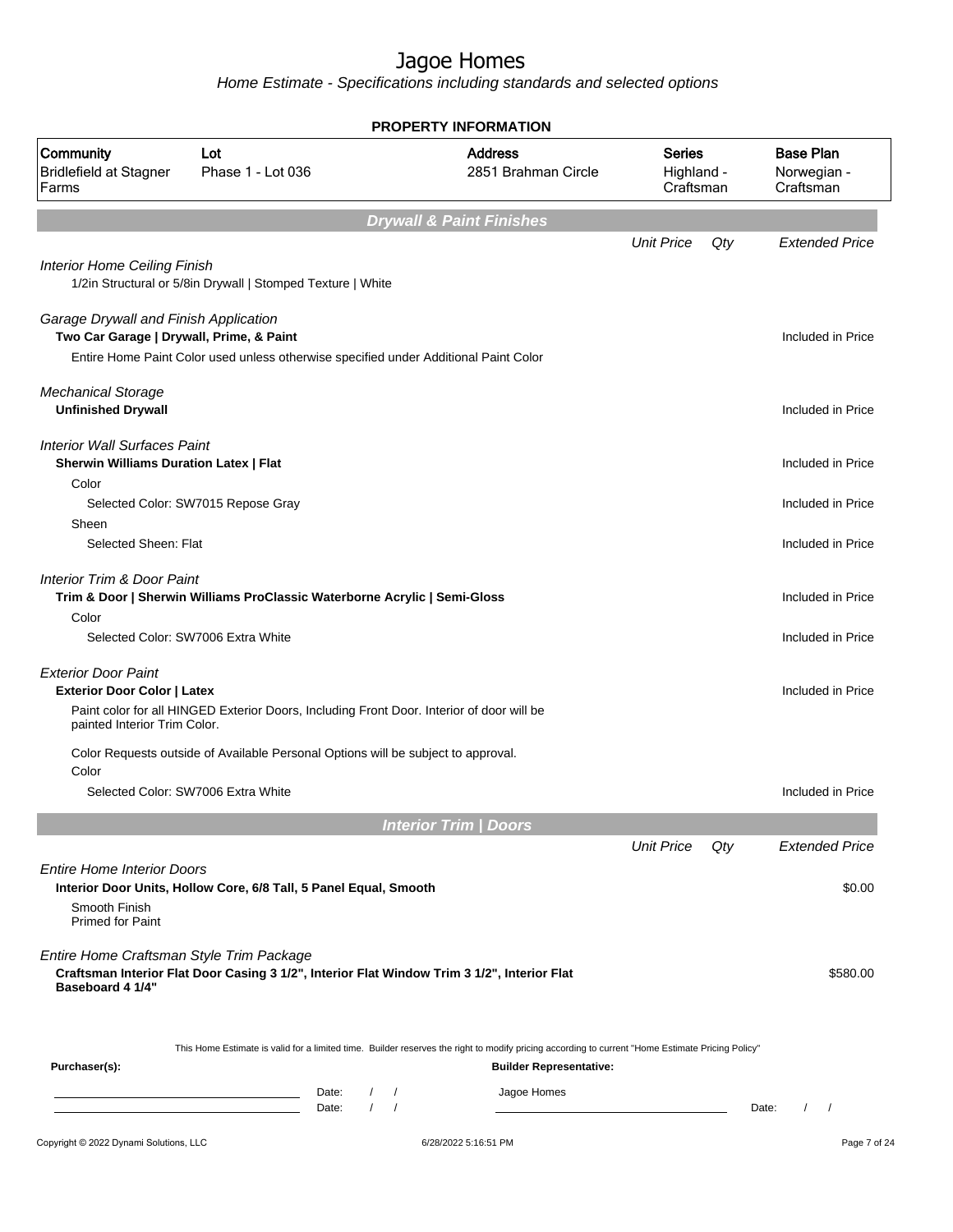# Jagoe Homes

*Home Estimate - Specifications including standards and selected options*

**PROPERTY INFORMATION**

| Community | Lot | Address | Series | Base Plan |
|---|---|---|---|---|
| Bridlefield at Stagner Farms | Phase 1 - Lot 036 | 2851 Brahman Circle | Highland - Craftsman | Norwegian - Craftsman |

## Drywall & Paint Finishes

| | Unit Price | Qty | Extended Price |
|---|---|---|---|
| *Interior Home Ceiling Finish* | | | |
| 1/2in Structural or 5/8in Drywall \| Stomped Texture \| White | | | |
| *Garage Drywall and Finish Application* | | | |
| **Two Car Garage \| Drywall, Prime, & Paint** | | | Included in Price |
| Entire Home Paint Color used unless otherwise specified under Additional Paint Color | | | |
| *Mechanical Storage* | | | |
| **Unfinished Drywall** | | | Included in Price |
| *Interior Wall Surfaces Paint* | | | |
| **Sherwin Williams Duration Latex \| Flat** | | | Included in Price |
| Color | | | |
| Selected Color: SW7015 Repose Gray | | | Included in Price |
| Sheen | | | |
| Selected Sheen: Flat | | | Included in Price |
| *Interior Trim & Door Paint* | | | |
| **Trim & Door \| Sherwin Williams ProClassic Waterborne Acrylic \| Semi-Gloss** | | | Included in Price |
| Color | | | |
| Selected Color: SW7006 Extra White | | | Included in Price |
| *Exterior Door Paint* | | | |
| **Exterior Door Color \| Latex** | | | Included in Price |
| Paint color for all HINGED Exterior Doors, Including Front Door. Interior of door will be painted Interior Trim Color. | | | |
| Color Requests outside of Available Personal Options will be subject to approval. | | | |
| Color | | | |
| Selected Color: SW7006 Extra White | | | Included in Price |

## Interior Trim | Doors

| | Unit Price | Qty | Extended Price |
|---|---|---|---|
| *Entire Home Interior Doors* | | | |
| **Interior Door Units, Hollow Core, 6/8 Tall, 5 Panel Equal, Smooth** | | | $0.00 |
| Smooth Finish<br>Primed for Paint | | | |
| *Entire Home Craftsman Style Trim Package* | | | |
| **Craftsman Interior Flat Door Casing 3 1/2", Interior Flat Window Trim 3 1/2", Interior Flat Baseboard 4 1/4"** | | | $580.00 |

This Home Estimate is valid for a limited time. Builder reserves the right to modify pricing according to current "Home Estimate Pricing Policy"

**Purchaser(s):** Date: / / Date: / /

**Builder Representative:** Jagoe Homes Date: / /

Copyright © 2022 Dynami Solutions, LLC 6/28/2022 5:16:51 PM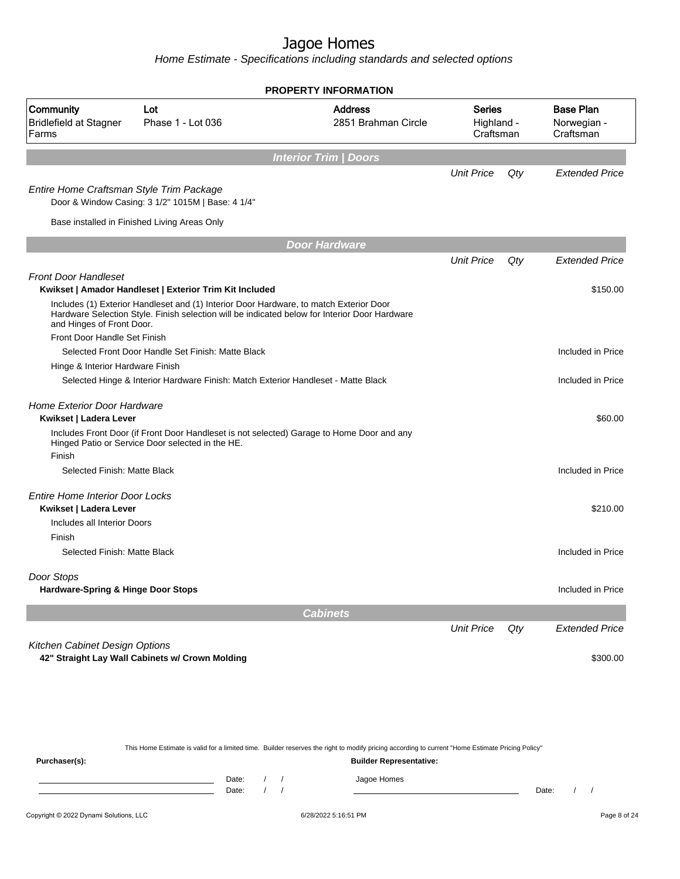# Jagoe Homes

*Home Estimate - Specifications including standards and selected options*

**PROPERTY INFORMATION**

| Community | Lot | Address | Series | Base Plan |
|---|---|---|---|---|
| Bridlefield at Stagner Farms | Phase 1 - Lot 036 | 2851 Brahman Circle | Highland - Craftsman | Norwegian - Craftsman |

## Interior Trim | Doors

| | Unit Price | Qty | Extended Price |
|---|---|---|---|
| *Entire Home Craftsman Style Trim Package* | | | |
| Door & Window Casing: 3 1/2" 1015M \| Base: 4 1/4" | | | |
| Base installed in Finished Living Areas Only | | | |

## Door Hardware

| | Unit Price | Qty | Extended Price |
|---|---|---|---|
| *Front Door Handleset* | | | |
| **Kwikset \| Amador Handleset \| Exterior Trim Kit Included** | | | $150.00 |
| Includes (1) Exterior Handleset and (1) Interior Door Hardware, to match Exterior Door Hardware Selection Style. Finish selection will be indicated below for Interior Door Hardware and Hinges of Front Door. | | | |
| Front Door Handle Set Finish | | | |
| Selected Front Door Handle Set Finish: Matte Black | | | Included in Price |
| Hinge & Interior Hardware Finish | | | |
| Selected Hinge & Interior Hardware Finish: Match Exterior Handleset - Matte Black | | | Included in Price |
| *Home Exterior Door Hardware* | | | |
| **Kwikset \| Ladera Lever** | | | $60.00 |
| Includes Front Door (if Front Door Handleset is not selected) Garage to Home Door and any Hinged Patio or Service Door selected in the HE. | | | |
| Finish | | | |
| Selected Finish: Matte Black | | | Included in Price |
| *Entire Home Interior Door Locks* | | | |
| **Kwikset \| Ladera Lever** | | | $210.00 |
| Includes all Interior Doors | | | |
| Finish | | | |
| Selected Finish: Matte Black | | | Included in Price |
| *Door Stops* | | | |
| **Hardware-Spring & Hinge Door Stops** | | | Included in Price |

## Cabinets

| | Unit Price | Qty | Extended Price |
|---|---|---|---|
| *Kitchen Cabinet Design Options* | | | |
| **42" Straight Lay Wall Cabinets w/ Crown Molding** | | | $300.00 |

This Home Estimate is valid for a limited time. Builder reserves the right to modify pricing according to current "Home Estimate Pricing Policy"

**Purchaser(s):** \_\_\_\_\_\_\_\_\_\_\_\_\_\_\_\_ Date: / /

\_\_\_\_\_\_\_\_\_\_\_\_\_\_\_\_ Date: / /

**Builder Representative:** Jagoe Homes

\_\_\_\_\_\_\_\_\_\_\_\_\_\_\_\_ Date: / /

Copyright © 2022 Dynami Solutions, LLC — 6/28/2022 5:16:51 PM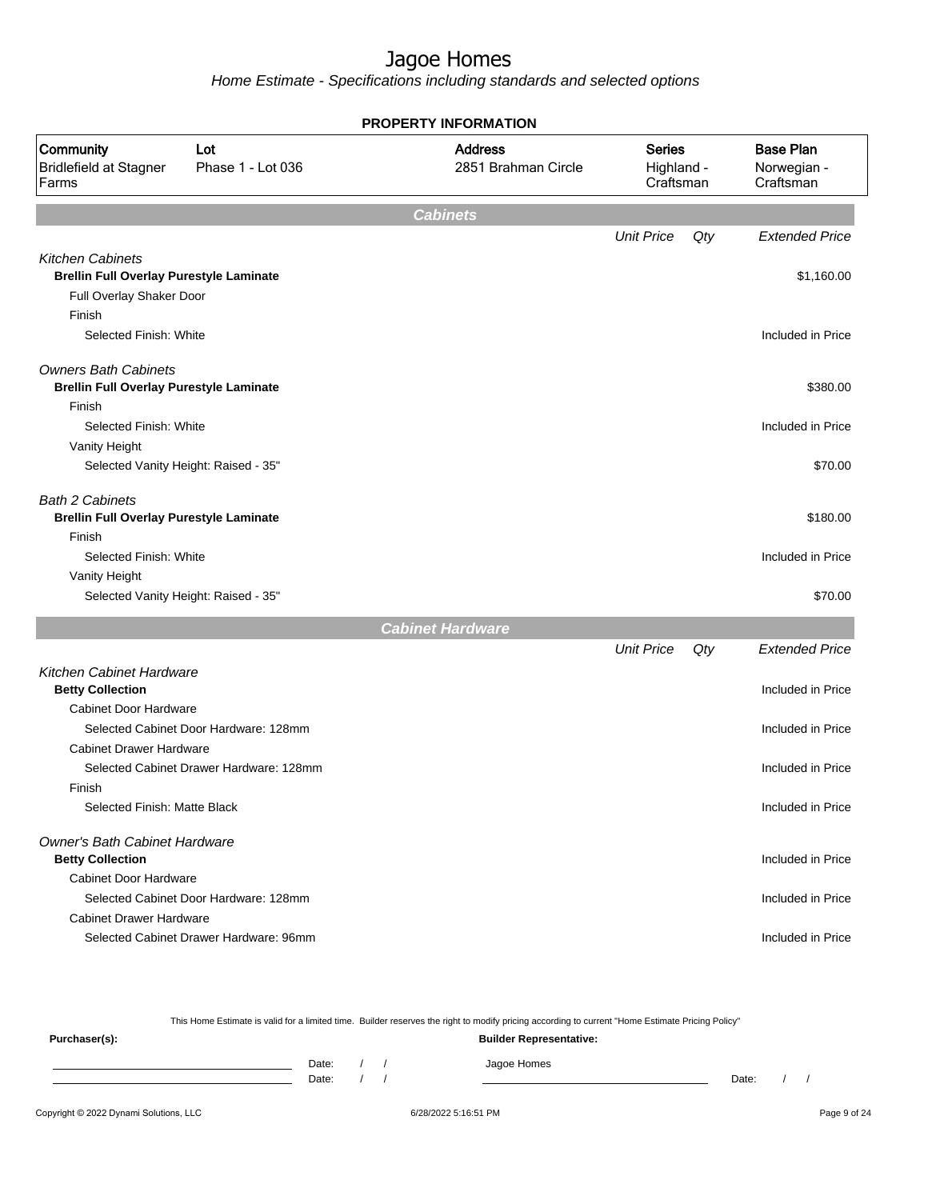# Jagoe Homes

*Home Estimate - Specifications including standards and selected options*

**PROPERTY INFORMATION**

| Community | Lot | Address | Series | Base Plan |
|---|---|---|---|---|
| Bridlefield at Stagner Farms | Phase 1 - Lot 036 | 2851 Brahman Circle | Highland - Craftsman | Norwegian - Craftsman |

## Cabinets

| | Unit Price | Qty | Extended Price |
|---|---|---|---|
| *Kitchen Cabinets* | | | |
| **Brellin Full Overlay Purestyle Laminate** | | | $1,160.00 |
| Full Overlay Shaker Door | | | |
| Finish | | | |
| Selected Finish: White | | | Included in Price |
| *Owners Bath Cabinets* | | | |
| **Brellin Full Overlay Purestyle Laminate** | | | $380.00 |
| Finish | | | |
| Selected Finish: White | | | Included in Price |
| Vanity Height | | | |
| Selected Vanity Height: Raised - 35" | | | $70.00 |
| *Bath 2 Cabinets* | | | |
| **Brellin Full Overlay Purestyle Laminate** | | | $180.00 |
| Finish | | | |
| Selected Finish: White | | | Included in Price |
| Vanity Height | | | |
| Selected Vanity Height: Raised - 35" | | | $70.00 |

## Cabinet Hardware

| | Unit Price | Qty | Extended Price |
|---|---|---|---|
| *Kitchen Cabinet Hardware* | | | |
| **Betty Collection** | | | Included in Price |
| Cabinet Door Hardware | | | |
| Selected Cabinet Door Hardware: 128mm | | | Included in Price |
| Cabinet Drawer Hardware | | | |
| Selected Cabinet Drawer Hardware: 128mm | | | Included in Price |
| Finish | | | |
| Selected Finish: Matte Black | | | Included in Price |
| *Owner's Bath Cabinet Hardware* | | | |
| **Betty Collection** | | | Included in Price |
| Cabinet Door Hardware | | | |
| Selected Cabinet Door Hardware: 128mm | | | Included in Price |
| Cabinet Drawer Hardware | | | |
| Selected Cabinet Drawer Hardware: 96mm | | | Included in Price |

This Home Estimate is valid for a limited time. Builder reserves the right to modify pricing according to current "Home Estimate Pricing Policy"

**Purchaser(s):** **Builder Representative:**

Date: / / Jagoe Homes

Date: / / Date: / /

Copyright © 2022 Dynami Solutions, LLC 6/28/2022 5:16:51 PM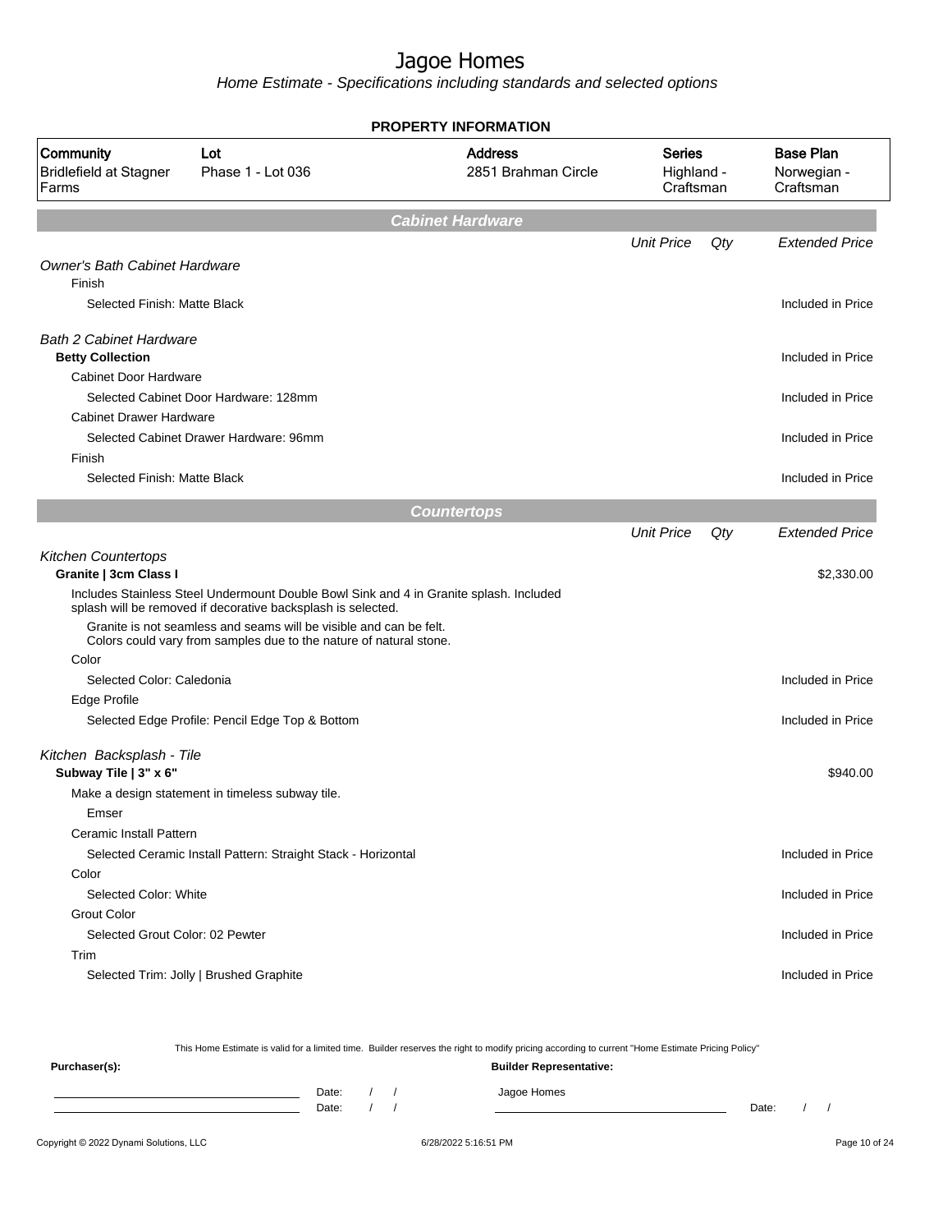# Jagoe Homes

*Home Estimate - Specifications including standards and selected options*

**PROPERTY INFORMATION**

| Community | Lot | Address | Series | Base Plan |
|---|---|---|---|---|
| Bridlefield at Stagner Farms | Phase 1 - Lot 036 | 2851 Brahman Circle | Highland - Craftsman | Norwegian - Craftsman |

## Cabinet Hardware

| | Unit Price | Qty | Extended Price |
|---|---|---|---|
| *Owner's Bath Cabinet Hardware* | | | |
| Finish | | | |
| Selected Finish: Matte Black | | | Included in Price |
| *Bath 2 Cabinet Hardware* | | | |
| **Betty Collection** | | | Included in Price |
| Cabinet Door Hardware | | | |
| Selected Cabinet Door Hardware: 128mm | | | Included in Price |
| Cabinet Drawer Hardware | | | |
| Selected Cabinet Drawer Hardware: 96mm | | | Included in Price |
| Finish | | | |
| Selected Finish: Matte Black | | | Included in Price |

## Countertops

| | Unit Price | Qty | Extended Price |
|---|---|---|---|
| *Kitchen Countertops* | | | |
| **Granite \| 3cm Class I** | | | $2,330.00 |
| Includes Stainless Steel Undermount Double Bowl Sink and 4 in Granite splash. Included splash will be removed if decorative backsplash is selected. | | | |
| Granite is not seamless and seams will be visible and can be felt. Colors could vary from samples due to the nature of natural stone. | | | |
| Color | | | |
| Selected Color: Caledonia | | | Included in Price |
| Edge Profile | | | |
| Selected Edge Profile: Pencil Edge Top & Bottom | | | Included in Price |
| *Kitchen Backsplash - Tile* | | | |
| **Subway Tile \| 3" x 6"** | | | $940.00 |
| Make a design statement in timeless subway tile. | | | |
| Emser | | | |
| Ceramic Install Pattern | | | |
| Selected Ceramic Install Pattern: Straight Stack - Horizontal | | | Included in Price |
| Color | | | |
| Selected Color: White | | | Included in Price |
| Grout Color | | | |
| Selected Grout Color: 02 Pewter | | | Included in Price |
| Trim | | | |
| Selected Trim: Jolly \| Brushed Graphite | | | Included in Price |

This Home Estimate is valid for a limited time. Builder reserves the right to modify pricing according to current "Home Estimate Pricing Policy"

**Purchaser(s):** Date: / / Date: / /

**Builder Representative:** Jagoe Homes Date: / /

Copyright © 2022 Dynami Solutions, LLC 6/28/2022 5:16:51 PM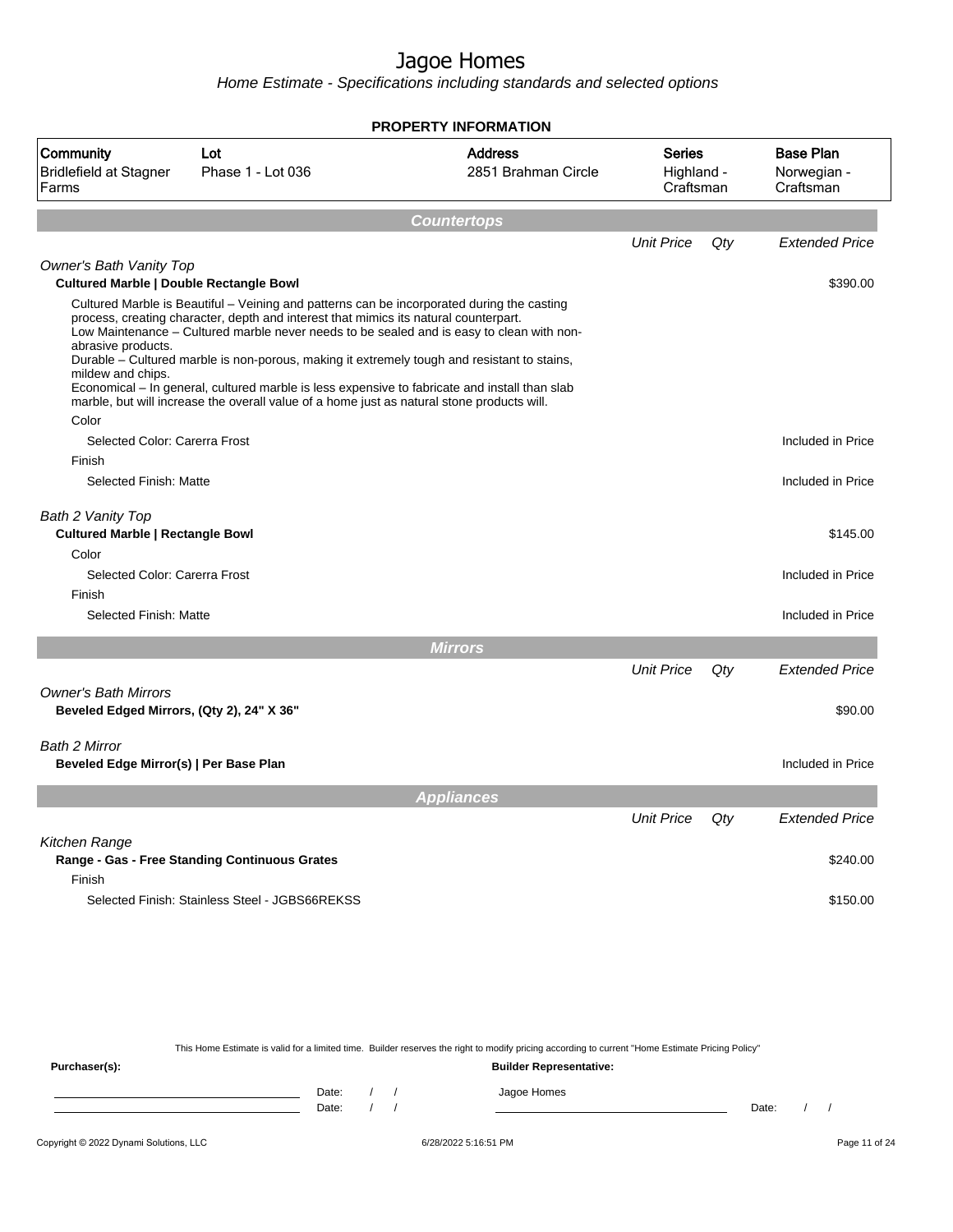# Jagoe Homes

*Home Estimate - Specifications including standards and selected options*

**PROPERTY INFORMATION**

| Community | Lot | Address | Series | Base Plan |
|---|---|---|---|---|
| Bridlefield at Stagner Farms | Phase 1 - Lot 036 | 2851 Brahman Circle | Highland - Craftsman | Norwegian - Craftsman |

## Countertops

| | Unit Price | Qty | Extended Price |
|---|---|---|---|
| *Owner's Bath Vanity Top* | | | |
| **Cultured Marble \| Double Rectangle Bowl** | | | $390.00 |
| Cultured Marble is Beautiful – Veining and patterns can be incorporated during the casting process, creating character, depth and interest that mimics its natural counterpart. Low Maintenance – Cultured marble never needs to be sealed and is easy to clean with non-abrasive products. Durable – Cultured marble is non-porous, making it extremely tough and resistant to stains, mildew and chips. Economical – In general, cultured marble is less expensive to fabricate and install than slab marble, but will increase the overall value of a home just as natural stone products will. | | | |
| Color | | | |
| Selected Color: Carerra Frost | | | Included in Price |
| Finish | | | |
| Selected Finish: Matte | | | Included in Price |
| *Bath 2 Vanity Top* | | | |
| **Cultured Marble \| Rectangle Bowl** | | | $145.00 |
| Color | | | |
| Selected Color: Carerra Frost | | | Included in Price |
| Finish | | | |
| Selected Finish: Matte | | | Included in Price |

## Mirrors

| | Unit Price | Qty | Extended Price |
|---|---|---|---|
| *Owner's Bath Mirrors* | | | |
| **Beveled Edged Mirrors, (Qty 2), 24" X 36"** | | | $90.00 |
| *Bath 2 Mirror* | | | |
| **Beveled Edge Mirror(s) \| Per Base Plan** | | | Included in Price |

## Appliances

| | Unit Price | Qty | Extended Price |
|---|---|---|---|
| *Kitchen Range* | | | |
| **Range - Gas - Free Standing Continuous Grates** | | | $240.00 |
| Finish | | | |
| Selected Finish: Stainless Steel - JGBS66REKSS | | | $150.00 |

This Home Estimate is valid for a limited time. Builder reserves the right to modify pricing according to current "Home Estimate Pricing Policy"

**Purchaser(s):** Date: / / Date: / /

**Builder Representative:** Jagoe Homes Date: / /

Copyright © 2022 Dynami Solutions, LLC 6/28/2022 5:16:51 PM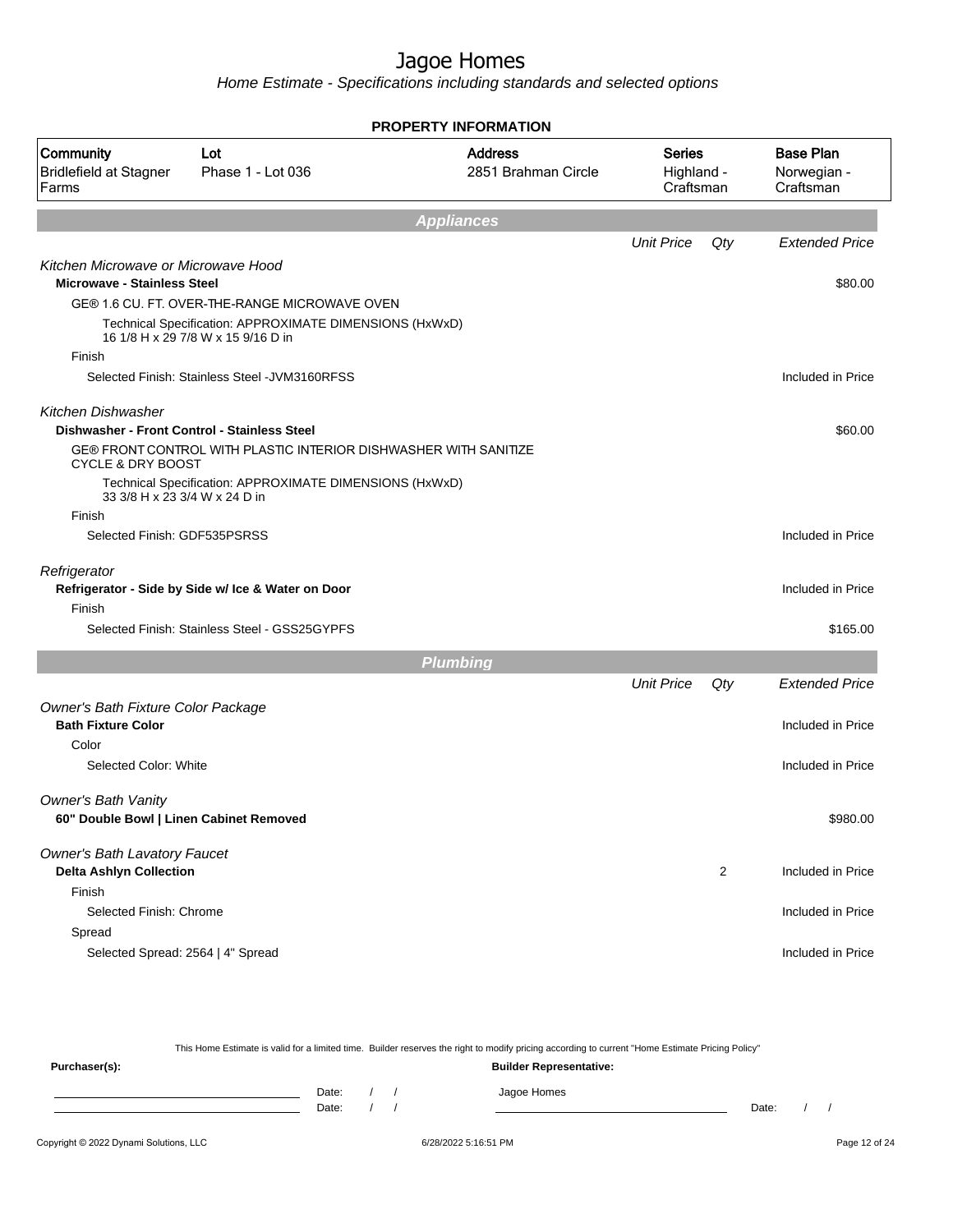# Jagoe Homes

*Home Estimate - Specifications including standards and selected options*

**PROPERTY INFORMATION**

| Community | Lot | Address | Series | Base Plan |
|---|---|---|---|---|
| Bridlefield at Stagner Farms | Phase 1 - Lot 036 | 2851 Brahman Circle | Highland - Craftsman | Norwegian - Craftsman |

## Appliances

| | Unit Price | Qty | Extended Price |
|---|---|---|---|
| *Kitchen Microwave or Microwave Hood* | | | |
| **Microwave - Stainless Steel** | | | $80.00 |
| GE® 1.6 CU. FT. OVER-THE-RANGE MICROWAVE OVEN | | | |
| Technical Specification: APPROXIMATE DIMENSIONS (HxWxD) 16 1/8 H x 29 7/8 W x 15 9/16 D in | | | |
| Finish | | | |
| Selected Finish: Stainless Steel -JVM3160RFSS | | | Included in Price |
| *Kitchen Dishwasher* | | | |
| **Dishwasher - Front Control - Stainless Steel** | | | $60.00 |
| GE® FRONT CONTROL WITH PLASTIC INTERIOR DISHWASHER WITH SANITIZE CYCLE & DRY BOOST | | | |
| Technical Specification: APPROXIMATE DIMENSIONS (HxWxD) 33 3/8 H x 23 3/4 W x 24 D in | | | |
| Finish | | | |
| Selected Finish: GDF535PSRSS | | | Included in Price |
| *Refrigerator* | | | |
| **Refrigerator - Side by Side w/ Ice & Water on Door** | | | Included in Price |
| Finish | | | |
| Selected Finish: Stainless Steel - GSS25GYPFS | | | $165.00 |

## Plumbing

| | Unit Price | Qty | Extended Price |
|---|---|---|---|
| *Owner's Bath Fixture Color Package* | | | |
| **Bath Fixture Color** | | | Included in Price |
| Color | | | |
| Selected Color: White | | | Included in Price |
| *Owner's Bath Vanity* | | | |
| **60" Double Bowl \| Linen Cabinet Removed** | | | $980.00 |
| *Owner's Bath Lavatory Faucet* | | | |
| **Delta Ashlyn Collection** | | 2 | Included in Price |
| Finish | | | |
| Selected Finish: Chrome | | | Included in Price |
| Spread | | | |
| Selected Spread: 2564 \| 4" Spread | | | Included in Price |

This Home Estimate is valid for a limited time. Builder reserves the right to modify pricing according to current "Home Estimate Pricing Policy"

**Purchaser(s):** **Builder Representative:**

Date: / /
Date: / /

Jagoe Homes
Date: / /

Copyright © 2022 Dynami Solutions, LLC 6/28/2022 5:16:51 PM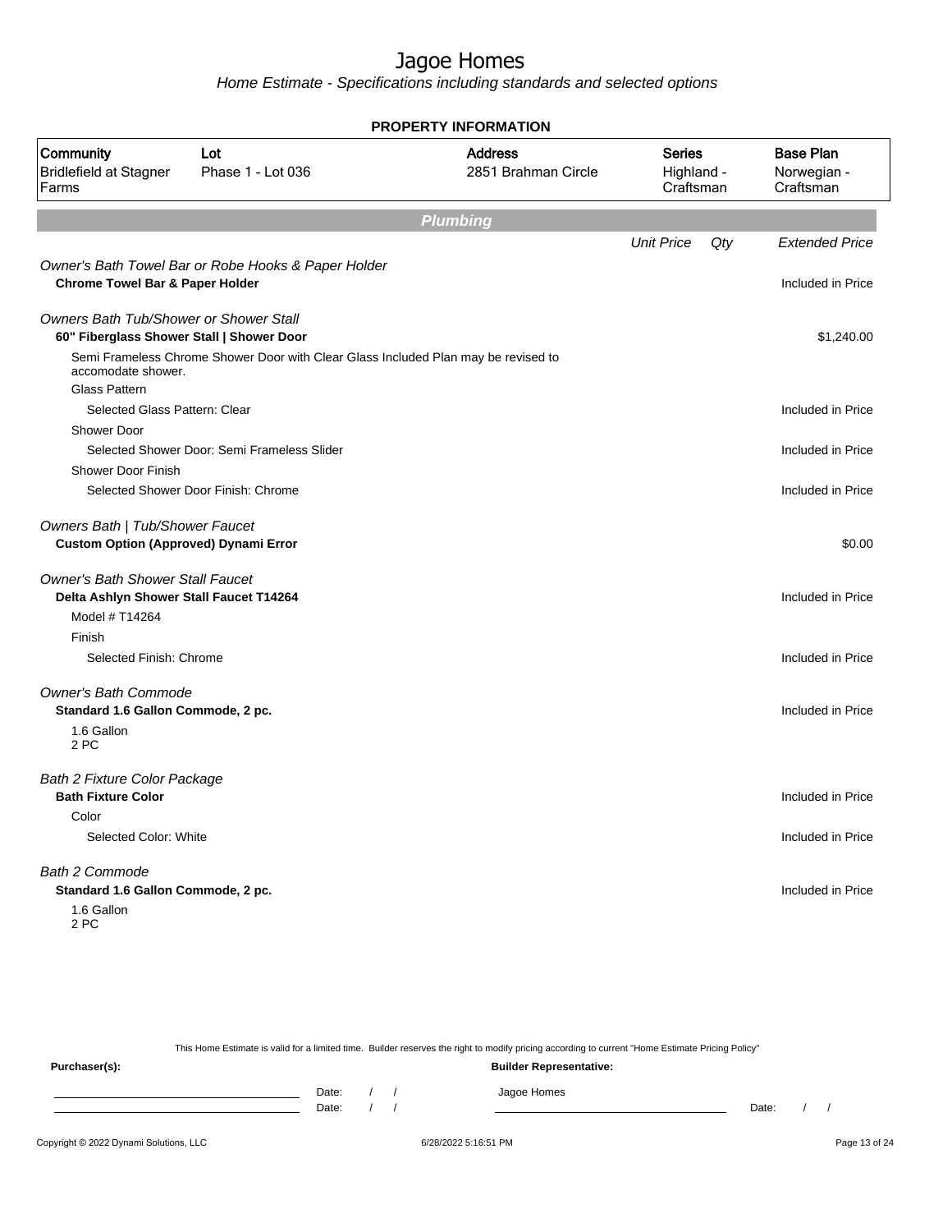# Jagoe Homes

*Home Estimate - Specifications including standards and selected options*

**PROPERTY INFORMATION**

| Community | Lot | Address | Series | Base Plan |
|---|---|---|---|---|
| Bridlefield at Stagner Farms | Phase 1 - Lot 036 | 2851 Brahman Circle | Highland - Craftsman | Norwegian - Craftsman |

## Plumbing

| | Unit Price | Qty | Extended Price |
|---|---|---|---|
| *Owner's Bath Towel Bar or Robe Hooks & Paper Holder* | | | |
| **Chrome Towel Bar & Paper Holder** | | | Included in Price |
| *Owners Bath Tub/Shower or Shower Stall* | | | |
| **60" Fiberglass Shower Stall \| Shower Door** | | | $1,240.00 |
| Semi Frameless Chrome Shower Door with Clear Glass Included Plan may be revised to accomodate shower. | | | |
| Glass Pattern | | | |
| Selected Glass Pattern: Clear | | | Included in Price |
| Shower Door | | | |
| Selected Shower Door: Semi Frameless Slider | | | Included in Price |
| Shower Door Finish | | | |
| Selected Shower Door Finish: Chrome | | | Included in Price |
| *Owners Bath \| Tub/Shower Faucet* | | | |
| **Custom Option (Approved) Dynami Error** | | | $0.00 |
| *Owner's Bath Shower Stall Faucet* | | | |
| **Delta Ashlyn Shower Stall Faucet T14264** | | | Included in Price |
| Model # T14264 | | | |
| Finish | | | |
| Selected Finish: Chrome | | | Included in Price |
| *Owner's Bath Commode* | | | |
| **Standard 1.6 Gallon Commode, 2 pc.** | | | Included in Price |
| 1.6 Gallon 2 PC | | | |
| *Bath 2 Fixture Color Package* | | | |
| **Bath Fixture Color** | | | Included in Price |
| Color | | | |
| Selected Color: White | | | Included in Price |
| *Bath 2 Commode* | | | |
| **Standard 1.6 Gallon Commode, 2 pc.** | | | Included in Price |
| 1.6 Gallon 2 PC | | | |

This Home Estimate is valid for a limited time. Builder reserves the right to modify pricing according to current "Home Estimate Pricing Policy"

**Purchaser(s):**

Date: / /

Date: / /

**Builder Representative:**

Jagoe Homes

Date: / /

Copyright © 2022 Dynami Solutions, LLC — 6/28/2022 5:16:51 PM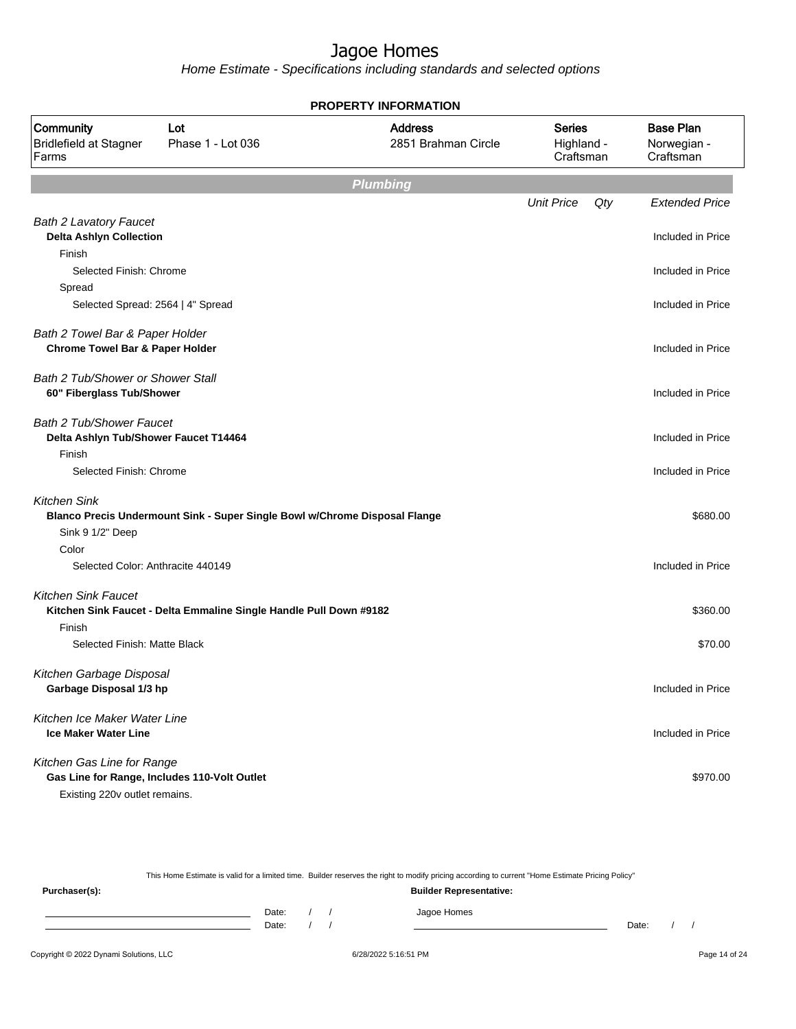# Jagoe Homes

Home Estimate - Specifications including standards and selected options

**PROPERTY INFORMATION**

| Community | Lot | Address | Series | Base Plan |
|---|---|---|---|---|
| Bridlefield at Stagner Farms | Phase 1 - Lot 036 | 2851 Brahman Circle | Highland - Craftsman | Norwegian - Craftsman |

## Plumbing

| | Unit Price | Qty | Extended Price |
|---|---|---|---|
| *Bath 2 Lavatory Faucet* | | | |
| **Delta Ashlyn Collection** | | | Included in Price |
| Finish | | | |
| Selected Finish: Chrome | | | Included in Price |
| Spread | | | |
| Selected Spread: 2564 \| 4" Spread | | | Included in Price |
| *Bath 2 Towel Bar & Paper Holder* | | | |
| **Chrome Towel Bar & Paper Holder** | | | Included in Price |
| *Bath 2 Tub/Shower or Shower Stall* | | | |
| **60" Fiberglass Tub/Shower** | | | Included in Price |
| *Bath 2 Tub/Shower Faucet* | | | |
| **Delta Ashlyn Tub/Shower Faucet T14464** | | | Included in Price |
| Finish | | | |
| Selected Finish: Chrome | | | Included in Price |
| *Kitchen Sink* | | | |
| **Blanco Precis Undermount Sink - Super Single Bowl w/Chrome Disposal Flange** | | | $680.00 |
| Sink 9 1/2" Deep | | | |
| Color | | | |
| Selected Color: Anthracite 440149 | | | Included in Price |
| *Kitchen Sink Faucet* | | | |
| **Kitchen Sink Faucet - Delta Emmaline Single Handle Pull Down #9182** | | | $360.00 |
| Finish | | | |
| Selected Finish: Matte Black | | | $70.00 |
| *Kitchen Garbage Disposal* | | | |
| **Garbage Disposal 1/3 hp** | | | Included in Price |
| *Kitchen Ice Maker Water Line* | | | |
| **Ice Maker Water Line** | | | Included in Price |
| *Kitchen Gas Line for Range* | | | |
| **Gas Line for Range, Includes 110-Volt Outlet** | | | $970.00 |
| Existing 220v outlet remains. | | | |

This Home Estimate is valid for a limited time. Builder reserves the right to modify pricing according to current "Home Estimate Pricing Policy"

**Purchaser(s):**

Date: / /
Date: / /

**Builder Representative:**

Jagoe Homes

Date: / /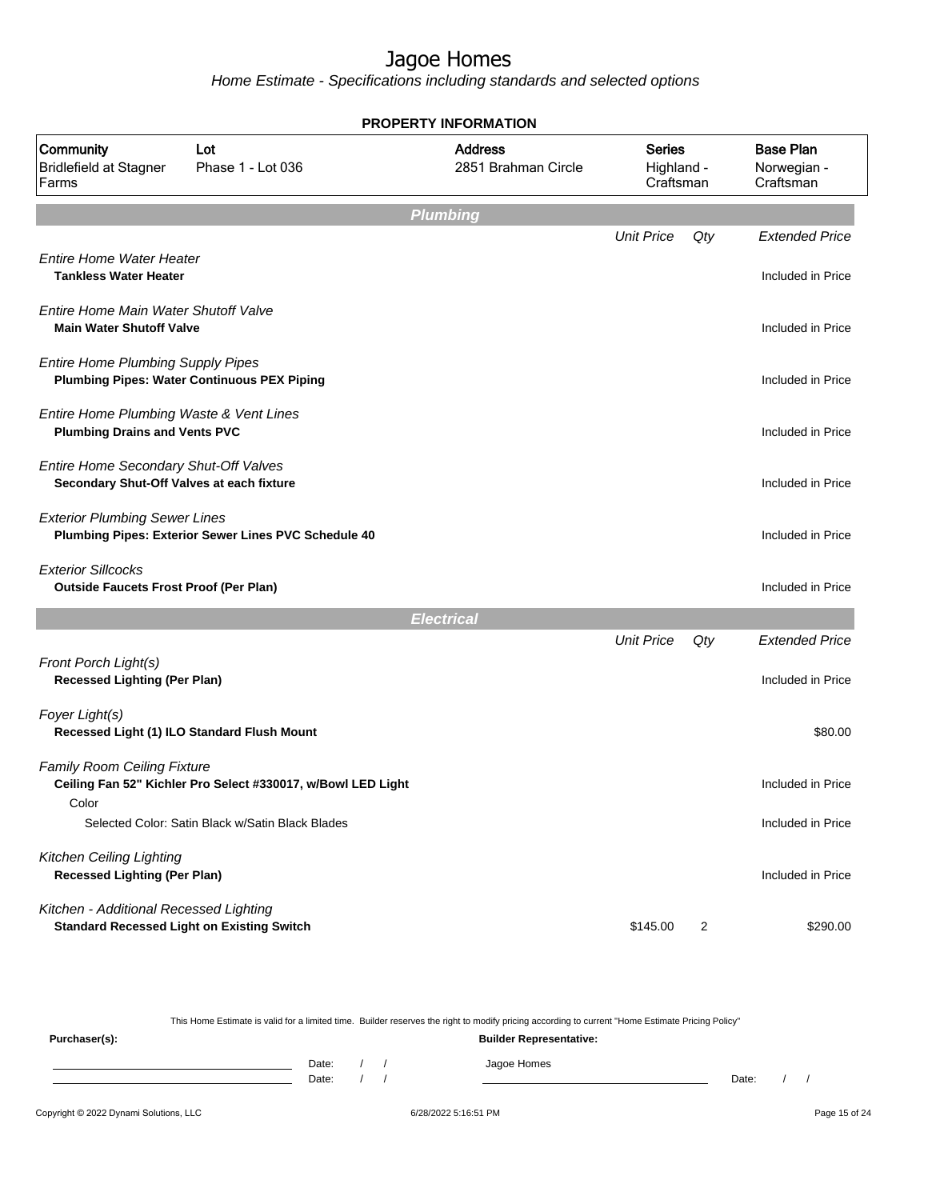# Jagoe Homes

*Home Estimate - Specifications including standards and selected options*

**PROPERTY INFORMATION**

| Community | Lot | Address | Series | Base Plan |
|---|---|---|---|---|
| Bridlefield at Stagner Farms | Phase 1 - Lot 036 | 2851 Brahman Circle | Highland - Craftsman | Norwegian - Craftsman |

## Plumbing

| | Unit Price | Qty | Extended Price |
|---|---|---|---|
| *Entire Home Water Heater* | | | |
| **Tankless Water Heater** | | | Included in Price |
| *Entire Home Main Water Shutoff Valve* | | | |
| **Main Water Shutoff Valve** | | | Included in Price |
| *Entire Home Plumbing Supply Pipes* | | | |
| **Plumbing Pipes: Water Continuous PEX Piping** | | | Included in Price |
| *Entire Home Plumbing Waste & Vent Lines* | | | |
| **Plumbing Drains and Vents PVC** | | | Included in Price |
| *Entire Home Secondary Shut-Off Valves* | | | |
| **Secondary Shut-Off Valves at each fixture** | | | Included in Price |
| *Exterior Plumbing Sewer Lines* | | | |
| **Plumbing Pipes: Exterior Sewer Lines PVC Schedule 40** | | | Included in Price |
| *Exterior Sillcocks* | | | |
| **Outside Faucets Frost Proof (Per Plan)** | | | Included in Price |

## Electrical

| | Unit Price | Qty | Extended Price |
|---|---|---|---|
| *Front Porch Light(s)* | | | |
| **Recessed Lighting (Per Plan)** | | | Included in Price |
| *Foyer Light(s)* | | | |
| **Recessed Light (1) ILO Standard Flush Mount** | | | $80.00 |
| *Family Room Ceiling Fixture* | | | |
| **Ceiling Fan 52" Kichler Pro Select #330017, w/Bowl LED Light** | | | Included in Price |
| Color | | | |
| Selected Color: Satin Black w/Satin Black Blades | | | Included in Price |
| *Kitchen Ceiling Lighting* | | | |
| **Recessed Lighting (Per Plan)** | | | Included in Price |
| *Kitchen - Additional Recessed Lighting* | | | |
| **Standard Recessed Light on Existing Switch** | $145.00 | 2 | $290.00 |

This Home Estimate is valid for a limited time. Builder reserves the right to modify pricing according to current "Home Estimate Pricing Policy"

**Purchaser(s):** Date: / / Date: / /

**Builder Representative:** Jagoe Homes Date: / /

Copyright © 2022 Dynami Solutions, LLC 6/28/2022 5:16:51 PM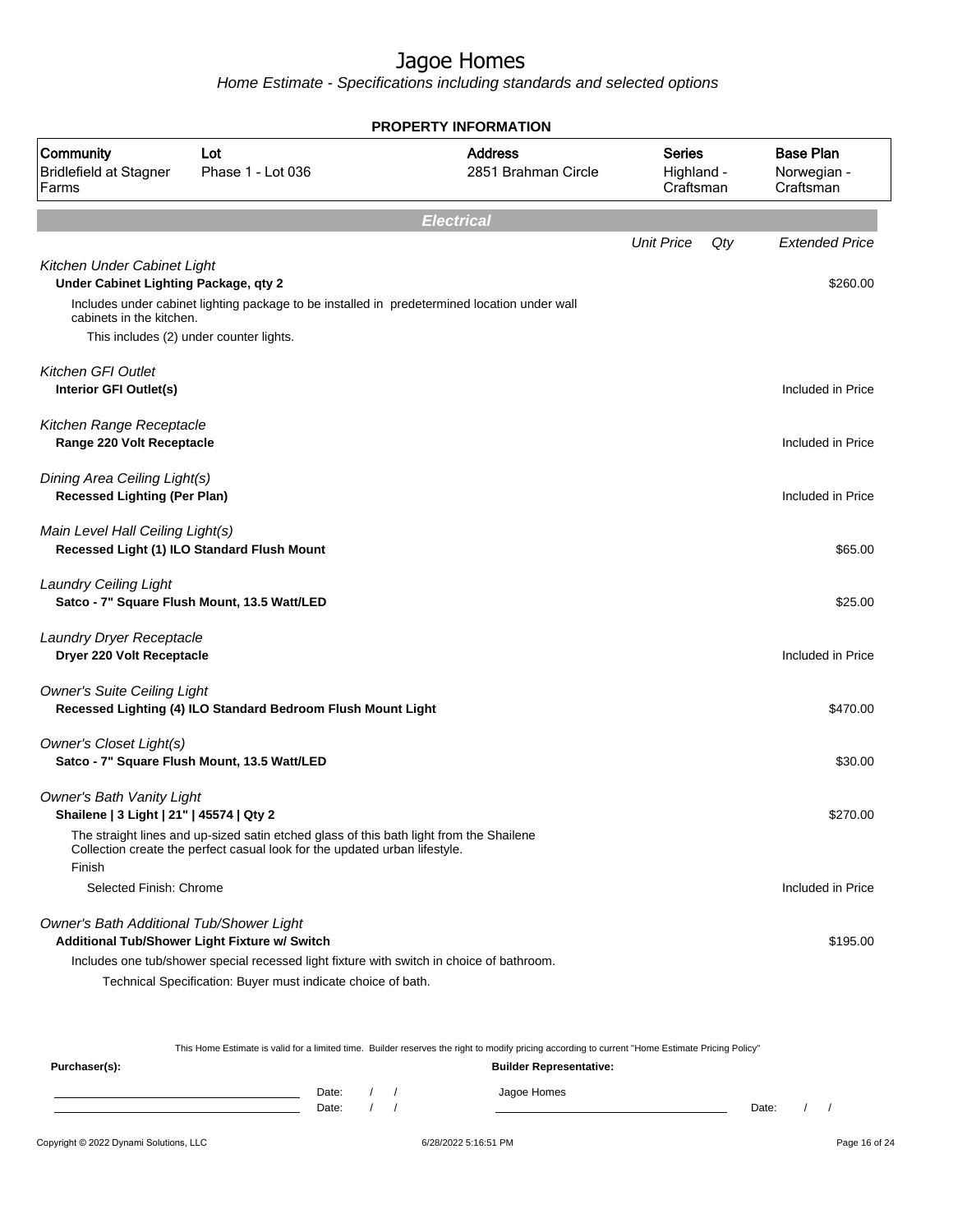# Jagoe Homes

*Home Estimate - Specifications including standards and selected options*

**PROPERTY INFORMATION**

| Community | Lot | Address | Series | Base Plan |
|---|---|---|---|---|
| Bridlefield at Stagner Farms | Phase 1 - Lot 036 | 2851 Brahman Circle | Highland - Craftsman | Norwegian - Craftsman |

## Electrical

| | Unit Price | Qty | Extended Price |
|---|---|---|---|
| *Kitchen Under Cabinet Light* | | | |
| **Under Cabinet Lighting Package, qty 2** | | | $260.00 |
| Includes under cabinet lighting package to be installed in predetermined location under wall cabinets in the kitchen. | | | |
| This includes (2) under counter lights. | | | |
| *Kitchen GFI Outlet* | | | |
| **Interior GFI Outlet(s)** | | | Included in Price |
| *Kitchen Range Receptacle* | | | |
| **Range 220 Volt Receptacle** | | | Included in Price |
| *Dining Area Ceiling Light(s)* | | | |
| **Recessed Lighting (Per Plan)** | | | Included in Price |
| *Main Level Hall Ceiling Light(s)* | | | |
| **Recessed Light (1) ILO Standard Flush Mount** | | | $65.00 |
| *Laundry Ceiling Light* | | | |
| **Satco - 7" Square Flush Mount, 13.5 Watt/LED** | | | $25.00 |
| *Laundry Dryer Receptacle* | | | |
| **Dryer 220 Volt Receptacle** | | | Included in Price |
| *Owner's Suite Ceiling Light* | | | |
| **Recessed Lighting (4) ILO Standard Bedroom Flush Mount Light** | | | $470.00 |
| *Owner's Closet Light(s)* | | | |
| **Satco - 7" Square Flush Mount, 13.5 Watt/LED** | | | $30.00 |
| *Owner's Bath Vanity Light* | | | |
| **Shailene \| 3 Light \| 21" \| 45574 \| Qty 2** | | | $270.00 |
| The straight lines and up-sized satin etched glass of this bath light from the Shailene Collection create the perfect casual look for the updated urban lifestyle. | | | |
| Finish | | | |
| Selected Finish: Chrome | | | Included in Price |
| *Owner's Bath Additional Tub/Shower Light* | | | |
| **Additional Tub/Shower Light Fixture w/ Switch** | | | $195.00 |
| Includes one tub/shower special recessed light fixture with switch in choice of bathroom. | | | |
| Technical Specification: Buyer must indicate choice of bath. | | | |

This Home Estimate is valid for a limited time. Builder reserves the right to modify pricing according to current "Home Estimate Pricing Policy"

**Purchaser(s):** ______________________ Date: / /
______________________ Date: / /

**Builder Representative:**
Jagoe Homes
______________________ Date: / /

Copyright © 2022 Dynami Solutions, LLC — 6/28/2022 5:16:51 PM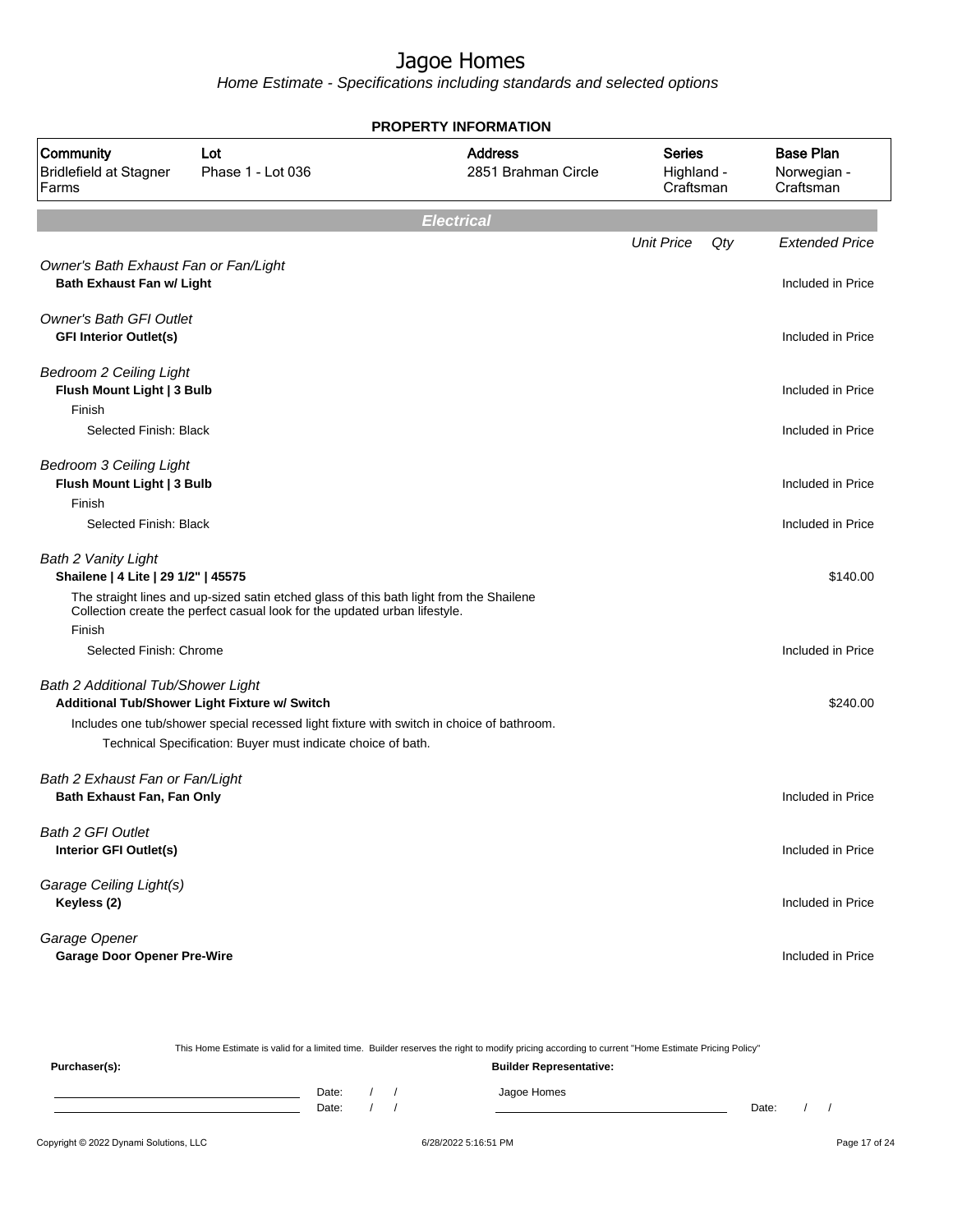# Jagoe Homes

*Home Estimate - Specifications including standards and selected options*

**PROPERTY INFORMATION**

| Community | Lot | Address | Series | Base Plan |
|---|---|---|---|---|
| Bridlefield at Stagner Farms | Phase 1 - Lot 036 | 2851 Brahman Circle | Highland - Craftsman | Norwegian - Craftsman |

## Electrical

| | Unit Price | Qty | Extended Price |
|---|---|---|---|
| *Owner's Bath Exhaust Fan or Fan/Light* | | | |
| **Bath Exhaust Fan w/ Light** | | | Included in Price |
| *Owner's Bath GFI Outlet* | | | |
| **GFI Interior Outlet(s)** | | | Included in Price |
| *Bedroom 2 Ceiling Light* | | | |
| **Flush Mount Light \| 3 Bulb** | | | Included in Price |
| Finish | | | |
| Selected Finish: Black | | | Included in Price |
| *Bedroom 3 Ceiling Light* | | | |
| **Flush Mount Light \| 3 Bulb** | | | Included in Price |
| Finish | | | |
| Selected Finish: Black | | | Included in Price |
| *Bath 2 Vanity Light* | | | |
| **Shailene \| 4 Lite \| 29 1/2" \| 45575** | | | $140.00 |
| The straight lines and up-sized satin etched glass of this bath light from the Shailene Collection create the perfect casual look for the updated urban lifestyle. | | | |
| Finish | | | |
| Selected Finish: Chrome | | | Included in Price |
| *Bath 2 Additional Tub/Shower Light* | | | |
| **Additional Tub/Shower Light Fixture w/ Switch** | | | $240.00 |
| Includes one tub/shower special recessed light fixture with switch in choice of bathroom. | | | |
| Technical Specification: Buyer must indicate choice of bath. | | | |
| *Bath 2 Exhaust Fan or Fan/Light* | | | |
| **Bath Exhaust Fan, Fan Only** | | | Included in Price |
| *Bath 2 GFI Outlet* | | | |
| **Interior GFI Outlet(s)** | | | Included in Price |
| *Garage Ceiling Light(s)* | | | |
| **Keyless (2)** | | | Included in Price |
| *Garage Opener* | | | |
| **Garage Door Opener Pre-Wire** | | | Included in Price |

This Home Estimate is valid for a limited time. Builder reserves the right to modify pricing according to current "Home Estimate Pricing Policy"

**Purchaser(s):** Date: / / Date: / /

**Builder Representative:** Jagoe Homes Date: / /

Copyright © 2022 Dynami Solutions, LLC 6/28/2022 5:16:51 PM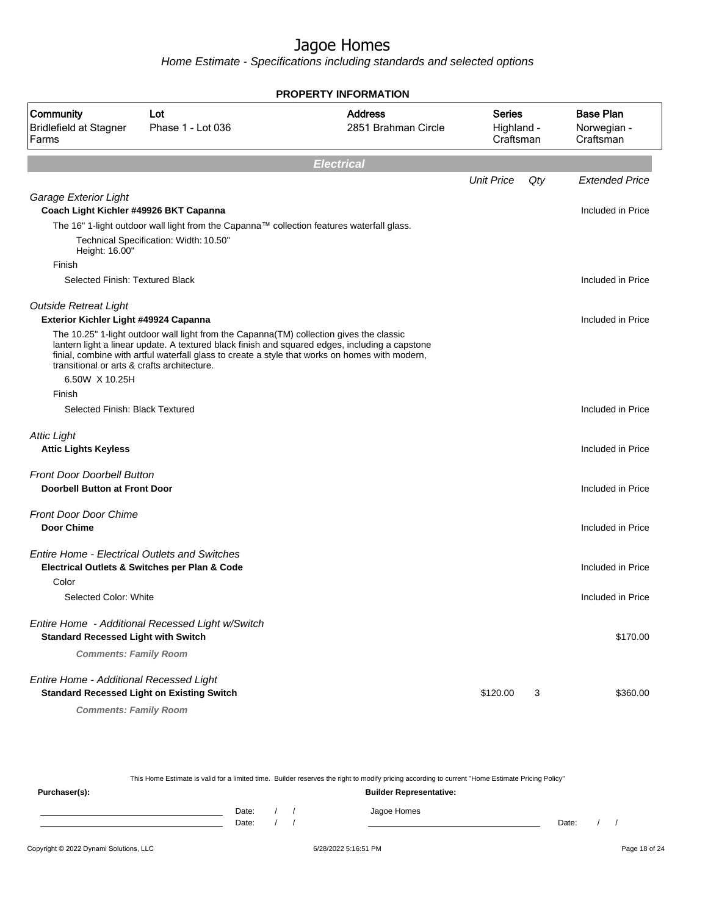# Jagoe Homes

Home Estimate - Specifications including standards and selected options

**PROPERTY INFORMATION**

| Community | Lot | Address | Series | Base Plan |
|---|---|---|---|---|
| Bridlefield at Stagner Farms | Phase 1 - Lot 036 | 2851 Brahman Circle | Highland - Craftsman | Norwegian - Craftsman |

## Electrical

| | Unit Price | Qty | Extended Price |
|---|---|---|---|
| *Garage Exterior Light* | | | |
| **Coach Light Kichler #49926 BKT Capanna** | | | Included in Price |
| The 16" 1-light outdoor wall light from the Capanna™ collection features waterfall glass. | | | |
| Technical Specification: Width: 10.50" Height: 16.00" | | | |
| Finish | | | |
| Selected Finish: Textured Black | | | Included in Price |
| *Outside Retreat Light* | | | |
| **Exterior Kichler Light #49924 Capanna** | | | Included in Price |
| The 10.25" 1-light outdoor wall light from the Capanna(TM) collection gives the classic lantern light a linear update. A textured black finish and squared edges, including a capstone finial, combine with artful waterfall glass to create a style that works on homes with modern, transitional or arts & crafts architecture. | | | |
| 6.50W X 10.25H | | | |
| Finish | | | |
| Selected Finish: Black Textured | | | Included in Price |
| *Attic Light* | | | |
| **Attic Lights Keyless** | | | Included in Price |
| *Front Door Doorbell Button* | | | |
| **Doorbell Button at Front Door** | | | Included in Price |
| *Front Door Door Chime* | | | |
| **Door Chime** | | | Included in Price |
| *Entire Home - Electrical Outlets and Switches* | | | |
| **Electrical Outlets & Switches per Plan & Code** | | | Included in Price |
| Color | | | |
| Selected Color: White | | | Included in Price |
| *Entire Home - Additional Recessed Light w/Switch* | | | |
| **Standard Recessed Light with Switch** | | | $170.00 |
| ***Comments: Family Room*** | | | |
| *Entire Home - Additional Recessed Light* | | | |
| **Standard Recessed Light on Existing Switch** | $120.00 | 3 | $360.00 |
| ***Comments: Family Room*** | | | |

This Home Estimate is valid for a limited time. Builder reserves the right to modify pricing according to current "Home Estimate Pricing Policy"

**Purchaser(s):** **Builder Representative:**

Date: / / Jagoe Homes
Date: / / Date: / /

Copyright © 2022 Dynami Solutions, LLC 6/28/2022 5:16:51 PM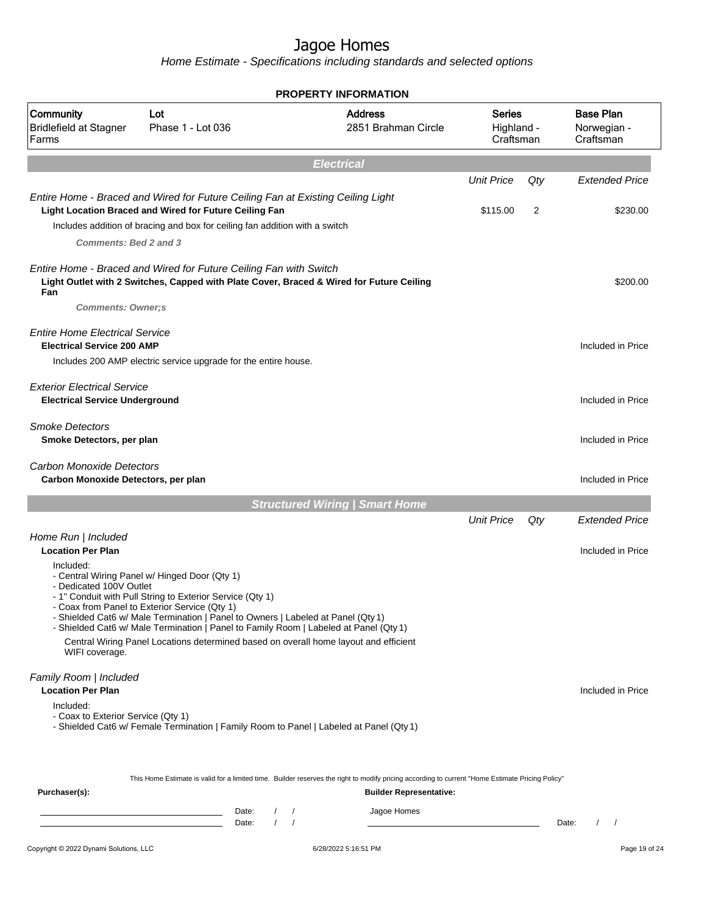# Jagoe Homes

*Home Estimate - Specifications including standards and selected options*

**PROPERTY INFORMATION**

| Community | Lot | Address | Series | Base Plan |
|---|---|---|---|---|
| Bridlefield at Stagner Farms | Phase 1 - Lot 036 | 2851 Brahman Circle | Highland - Craftsman | Norwegian - Craftsman |

## Electrical

| | Unit Price | Qty | Extended Price |
|---|---|---|---|
| *Entire Home - Braced and Wired for Future Ceiling Fan at Existing Ceiling Light* | | | |
| **Light Location Braced and Wired for Future Ceiling Fan** | $115.00 | 2 | $230.00 |
| Includes addition of bracing and box for ceiling fan addition with a switch | | | |
| ***Comments: Bed 2 and 3*** | | | |
| *Entire Home - Braced and Wired for Future Ceiling Fan with Switch* | | | |
| **Light Outlet with 2 Switches, Capped with Plate Cover, Braced & Wired for Future Ceiling Fan** | | | $200.00 |
| ***Comments: Owner;s*** | | | |
| *Entire Home Electrical Service* | | | |
| **Electrical Service 200 AMP** | | | Included in Price |
| Includes 200 AMP electric service upgrade for the entire house. | | | |
| *Exterior Electrical Service* | | | |
| **Electrical Service Underground** | | | Included in Price |
| *Smoke Detectors* | | | |
| **Smoke Detectors, per plan** | | | Included in Price |
| *Carbon Monoxide Detectors* | | | |
| **Carbon Monoxide Detectors, per plan** | | | Included in Price |

## Structured Wiring | Smart Home

| | Unit Price | Qty | Extended Price |
|---|---|---|---|
| *Home Run \| Included* | | | |
| **Location Per Plan** | | | Included in Price |

Included:
- Central Wiring Panel w/ Hinged Door (Qty 1)
- Dedicated 100V Outlet
- 1" Conduit with Pull String to Exterior Service (Qty 1)
- Coax from Panel to Exterior Service (Qty 1)
- Shielded Cat6 w/ Male Termination | Panel to Owners | Labeled at Panel (Qty 1)
- Shielded Cat6 w/ Male Termination | Panel to Family Room | Labeled at Panel (Qty 1)

Central Wiring Panel Locations determined based on overall home layout and efficient WIFI coverage.

| | Unit Price | Qty | Extended Price |
|---|---|---|---|
| *Family Room \| Included* | | | |
| **Location Per Plan** | | | Included in Price |

Included:
- Coax to Exterior Service (Qty 1)
- Shielded Cat6 w/ Female Termination | Family Room to Panel | Labeled at Panel (Qty 1)

This Home Estimate is valid for a limited time. Builder reserves the right to modify pricing according to current "Home Estimate Pricing Policy"

**Purchaser(s):** ______________________ Date: / /
______________________ Date: / /

**Builder Representative:** Jagoe Homes
______________________ Date: / /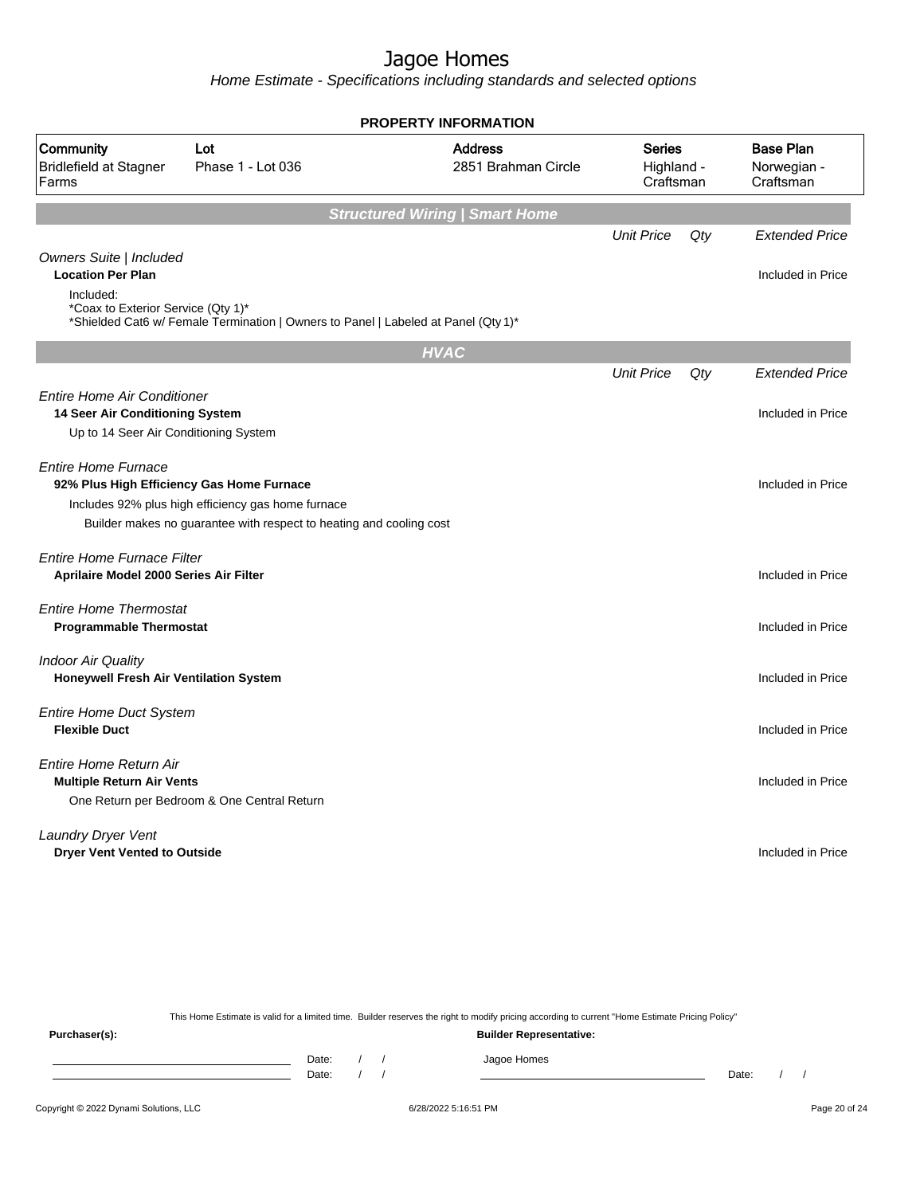# Jagoe Homes

*Home Estimate - Specifications including standards and selected options*

**PROPERTY INFORMATION**

| Community | Lot | Address | Series | Base Plan |
|---|---|---|---|---|
| Bridlefield at Stagner Farms | Phase 1 - Lot 036 | 2851 Brahman Circle | Highland - Craftsman | Norwegian - Craftsman |

## Structured Wiring | Smart Home

| | Unit Price | Qty | Extended Price |
|---|---|---|---|
| *Owners Suite \| Included* | | | |
| **Location Per Plan** | | | Included in Price |
| Included:<br>*Coax to Exterior Service (Qty 1)*<br>*Shielded Cat6 w/ Female Termination \| Owners to Panel \| Labeled at Panel (Qty 1)* | | | |

## HVAC

| | Unit Price | Qty | Extended Price |
|---|---|---|---|
| *Entire Home Air Conditioner* | | | |
| **14 Seer Air Conditioning System** | | | Included in Price |
| Up to 14 Seer Air Conditioning System | | | |
| *Entire Home Furnace* | | | |
| **92% Plus High Efficiency Gas Home Furnace** | | | Included in Price |
| Includes 92% plus high efficiency gas home furnace<br>Builder makes no guarantee with respect to heating and cooling cost | | | |
| *Entire Home Furnace Filter* | | | |
| **Aprilaire Model 2000 Series Air Filter** | | | Included in Price |
| *Entire Home Thermostat* | | | |
| **Programmable Thermostat** | | | Included in Price |
| *Indoor Air Quality* | | | |
| **Honeywell Fresh Air Ventilation System** | | | Included in Price |
| *Entire Home Duct System* | | | |
| **Flexible Duct** | | | Included in Price |
| *Entire Home Return Air* | | | |
| **Multiple Return Air Vents** | | | Included in Price |
| One Return per Bedroom & One Central Return | | | |
| *Laundry Dryer Vent* | | | |
| **Dryer Vent Vented to Outside** | | | Included in Price |

This Home Estimate is valid for a limited time. Builder reserves the right to modify pricing according to current "Home Estimate Pricing Policy"

**Purchaser(s):** Date: / / Date: / /

**Builder Representative:** Jagoe Homes Date: / /

Copyright © 2022 Dynami Solutions, LLC 6/28/2022 5:16:51 PM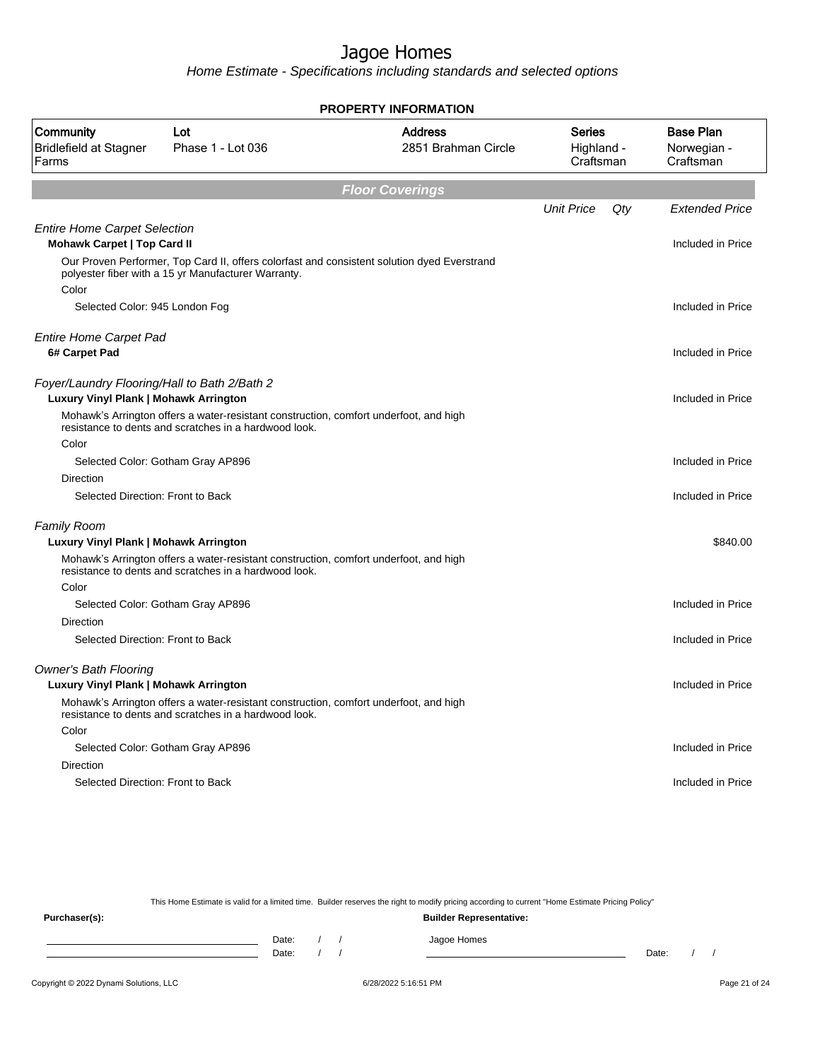# Jagoe Homes

*Home Estimate - Specifications including standards and selected options*

**PROPERTY INFORMATION**

| Community | Lot | Address | Series | Base Plan |
|---|---|---|---|---|
| Bridlefield at Stagner Farms | Phase 1 - Lot 036 | 2851 Brahman Circle | Highland - Craftsman | Norwegian - Craftsman |

## Floor Coverings

| | Unit Price | Qty | Extended Price |
|---|---|---|---|
| *Entire Home Carpet Selection* | | | |
| **Mohawk Carpet \| Top Card II** | | | Included in Price |
| Our Proven Performer, Top Card II, offers colorfast and consistent solution dyed Everstrand polyester fiber with a 15 yr Manufacturer Warranty. | | | |
| Color | | | |
| Selected Color: 945 London Fog | | | Included in Price |
| *Entire Home Carpet Pad* | | | |
| **6# Carpet Pad** | | | Included in Price |
| *Foyer/Laundry Flooring/Hall to Bath 2/Bath 2* | | | |
| **Luxury Vinyl Plank \| Mohawk Arrington** | | | Included in Price |
| Mohawk's Arrington offers a water-resistant construction, comfort underfoot, and high resistance to dents and scratches in a hardwood look. | | | |
| Color | | | |
| Selected Color: Gotham Gray AP896 | | | Included in Price |
| Direction | | | |
| Selected Direction: Front to Back | | | Included in Price |
| *Family Room* | | | |
| **Luxury Vinyl Plank \| Mohawk Arrington** | | | $840.00 |
| Mohawk's Arrington offers a water-resistant construction, comfort underfoot, and high resistance to dents and scratches in a hardwood look. | | | |
| Color | | | |
| Selected Color: Gotham Gray AP896 | | | Included in Price |
| Direction | | | |
| Selected Direction: Front to Back | | | Included in Price |
| *Owner's Bath Flooring* | | | |
| **Luxury Vinyl Plank \| Mohawk Arrington** | | | Included in Price |
| Mohawk's Arrington offers a water-resistant construction, comfort underfoot, and high resistance to dents and scratches in a hardwood look. | | | |
| Color | | | |
| Selected Color: Gotham Gray AP896 | | | Included in Price |
| Direction | | | |
| Selected Direction: Front to Back | | | Included in Price |

This Home Estimate is valid for a limited time. Builder reserves the right to modify pricing according to current "Home Estimate Pricing Policy"

**Purchaser(s):**

Date: / /

Date: / /

**Builder Representative:**

Jagoe Homes

Date: / /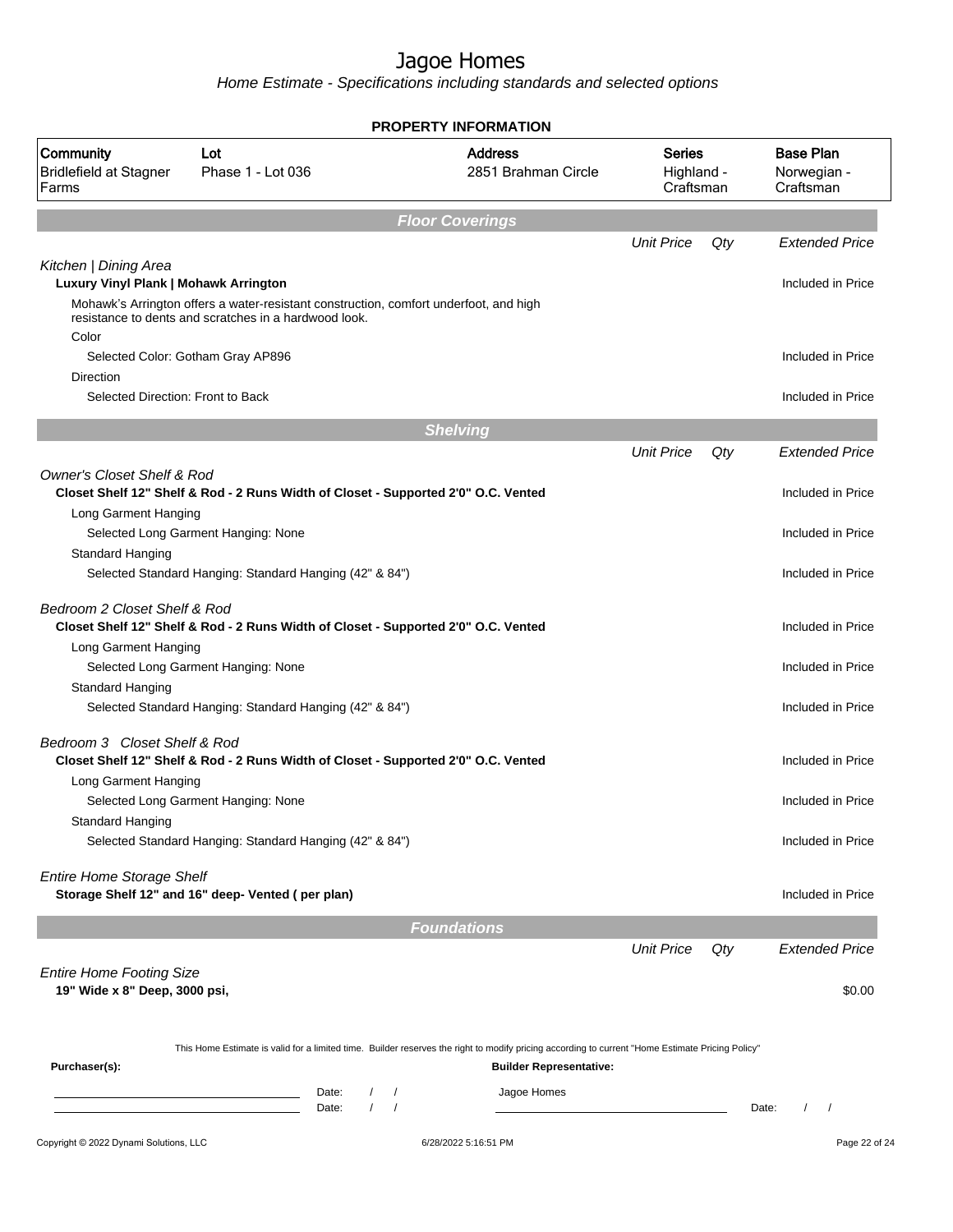# Jagoe Homes

*Home Estimate - Specifications including standards and selected options*

**PROPERTY INFORMATION**

| Community | Lot | Address | Series | Base Plan |
|---|---|---|---|---|
| Bridlefield at Stagner Farms | Phase 1 - Lot 036 | 2851 Brahman Circle | Highland - Craftsman | Norwegian - Craftsman |

## Floor Coverings

| | Unit Price | Qty | Extended Price |
|---|---|---|---|
| *Kitchen \| Dining Area* | | | |
| **Luxury Vinyl Plank \| Mohawk Arrington** | | | Included in Price |
| Mohawk's Arrington offers a water-resistant construction, comfort underfoot, and high resistance to dents and scratches in a hardwood look. | | | |
| Color | | | |
| Selected Color: Gotham Gray AP896 | | | Included in Price |
| Direction | | | |
| Selected Direction: Front to Back | | | Included in Price |

## Shelving

| | Unit Price | Qty | Extended Price |
|---|---|---|---|
| *Owner's Closet Shelf & Rod* | | | |
| **Closet Shelf 12" Shelf & Rod - 2 Runs Width of Closet - Supported 2'0" O.C. Vented** | | | Included in Price |
| Long Garment Hanging | | | |
| Selected Long Garment Hanging: None | | | Included in Price |
| Standard Hanging | | | |
| Selected Standard Hanging: Standard Hanging (42" & 84") | | | Included in Price |
| *Bedroom 2 Closet Shelf & Rod* | | | |
| **Closet Shelf 12" Shelf & Rod - 2 Runs Width of Closet - Supported 2'0" O.C. Vented** | | | Included in Price |
| Long Garment Hanging | | | |
| Selected Long Garment Hanging: None | | | Included in Price |
| Standard Hanging | | | |
| Selected Standard Hanging: Standard Hanging (42" & 84") | | | Included in Price |
| *Bedroom 3 Closet Shelf & Rod* | | | |
| **Closet Shelf 12" Shelf & Rod - 2 Runs Width of Closet - Supported 2'0" O.C. Vented** | | | Included in Price |
| Long Garment Hanging | | | |
| Selected Long Garment Hanging: None | | | Included in Price |
| Standard Hanging | | | |
| Selected Standard Hanging: Standard Hanging (42" & 84") | | | Included in Price |
| *Entire Home Storage Shelf* | | | |
| **Storage Shelf 12" and 16" deep- Vented ( per plan)** | | | Included in Price |

## Foundations

| | Unit Price | Qty | Extended Price |
|---|---|---|---|
| *Entire Home Footing Size* | | | |
| **19" Wide x 8" Deep, 3000 psi,** | | | $0.00 |

This Home Estimate is valid for a limited time. Builder reserves the right to modify pricing according to current "Home Estimate Pricing Policy"

**Purchaser(s):**

Date: / /

Date: / /

**Builder Representative:**

Jagoe Homes

Date: / /

Copyright © 2022 Dynami Solutions, LLC 6/28/2022 5:16:51 PM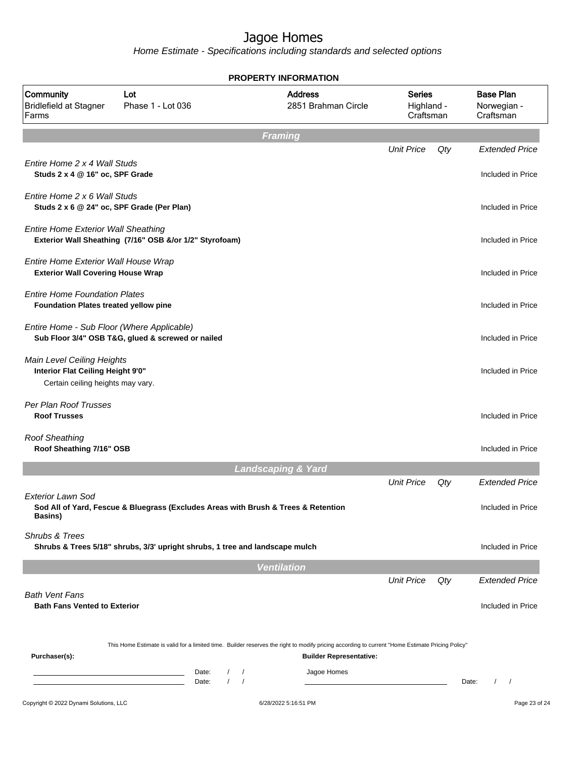# Jagoe Homes

*Home Estimate - Specifications including standards and selected options*

**PROPERTY INFORMATION**

| Community | Lot | Address | Series | Base Plan |
|---|---|---|---|---|
| Bridlefield at Stagner Farms | Phase 1 - Lot 036 | 2851 Brahman Circle | Highland - Craftsman | Norwegian - Craftsman |

## Framing

| | Unit Price | Qty | Extended Price |
|---|---|---|---|
| *Entire Home 2 x 4 Wall Studs*<br>**Studs 2 x 4 @ 16" oc, SPF Grade** | | | Included in Price |
| *Entire Home 2 x 6 Wall Studs*<br>**Studs 2 x 6 @ 24" oc, SPF Grade (Per Plan)** | | | Included in Price |
| *Entire Home Exterior Wall Sheathing*<br>**Exterior Wall Sheathing (7/16" OSB &/or 1/2" Styrofoam)** | | | Included in Price |
| *Entire Home Exterior Wall House Wrap*<br>**Exterior Wall Covering House Wrap** | | | Included in Price |
| *Entire Home Foundation Plates*<br>**Foundation Plates treated yellow pine** | | | Included in Price |
| *Entire Home - Sub Floor (Where Applicable)*<br>**Sub Floor 3/4" OSB T&G, glued & screwed or nailed** | | | Included in Price |
| *Main Level Ceiling Heights*<br>**Interior Flat Ceiling Height 9'0"**<br>Certain ceiling heights may vary. | | | Included in Price |
| *Per Plan Roof Trusses*<br>**Roof Trusses** | | | Included in Price |
| *Roof Sheathing*<br>**Roof Sheathing 7/16" OSB** | | | Included in Price |

## Landscaping & Yard

| | Unit Price | Qty | Extended Price |
|---|---|---|---|
| *Exterior Lawn Sod*<br>**Sod All of Yard, Fescue & Bluegrass (Excludes Areas with Brush & Trees & Retention Basins)** | | | Included in Price |
| *Shrubs & Trees*<br>**Shrubs & Trees 5/18" shrubs, 3/3' upright shrubs, 1 tree and landscape mulch** | | | Included in Price |

## Ventilation

| | Unit Price | Qty | Extended Price |
|---|---|---|---|
| *Bath Vent Fans*<br>**Bath Fans Vented to Exterior** | | | Included in Price |

This Home Estimate is valid for a limited time. Builder reserves the right to modify pricing according to current "Home Estimate Pricing Policy"

**Purchaser(s):**

Date: / /

Date: / /

**Builder Representative:**

Jagoe Homes

Date: / /

Copyright © 2022 Dynami Solutions, LLC 6/28/2022 5:16:51 PM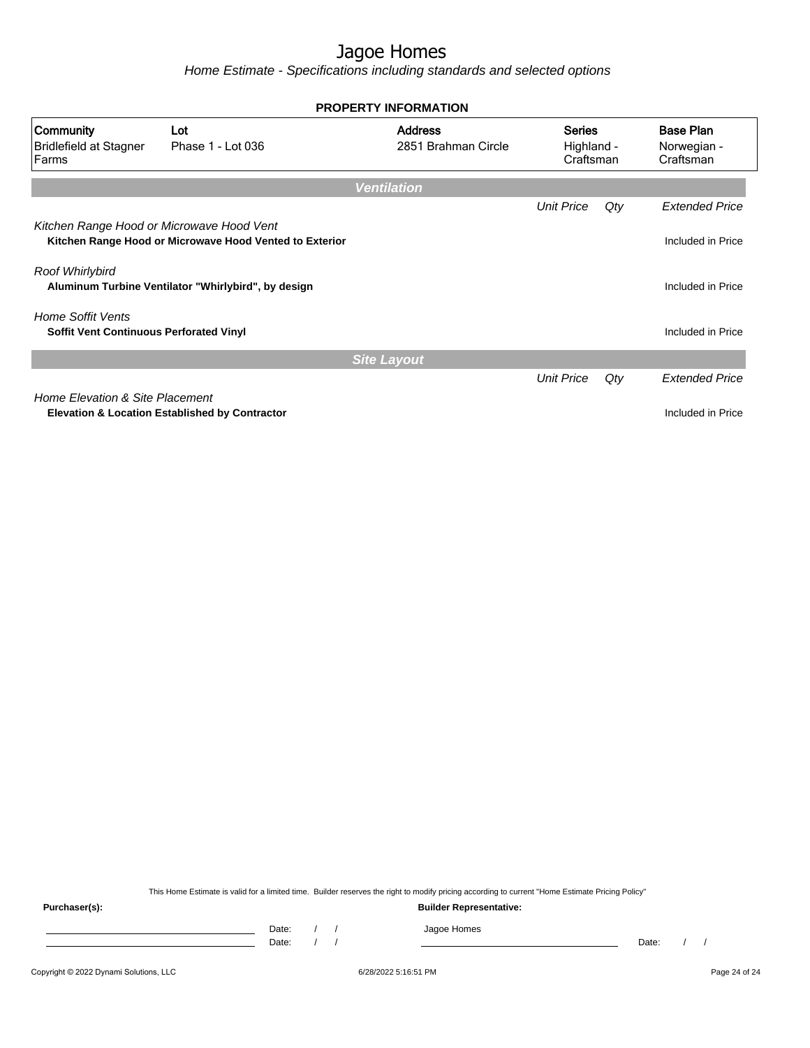# Jagoe Homes

*Home Estimate - Specifications including standards and selected options*

**PROPERTY INFORMATION**

| Community | Lot | Address | Series | Base Plan |
|---|---|---|---|---|
| Bridlefield at Stagner Farms | Phase 1 - Lot 036 | 2851 Brahman Circle | Highland - Craftsman | Norwegian - Craftsman |

## Ventilation

| | Unit Price | Qty | Extended Price |
|---|---|---|---|
| *Kitchen Range Hood or Microwave Hood Vent* | | | |
| **Kitchen Range Hood or Microwave Hood Vented to Exterior** | | | Included in Price |
| *Roof Whirlybird* | | | |
| **Aluminum Turbine Ventilator "Whirlybird", by design** | | | Included in Price |
| *Home Soffit Vents* | | | |
| **Soffit Vent Continuous Perforated Vinyl** | | | Included in Price |

## Site Layout

| | Unit Price | Qty | Extended Price |
|---|---|---|---|
| *Home Elevation & Site Placement* | | | |
| **Elevation & Location Established by Contractor** | | | Included in Price |

This Home Estimate is valid for a limited time. Builder reserves the right to modify pricing according to current "Home Estimate Pricing Policy"

**Purchaser(s):**

Date: / /

Date: / /

**Builder Representative:**

Jagoe Homes

Date: / /

Copyright © 2022 Dynami Solutions, LLC

6/28/2022 5:16:51 PM